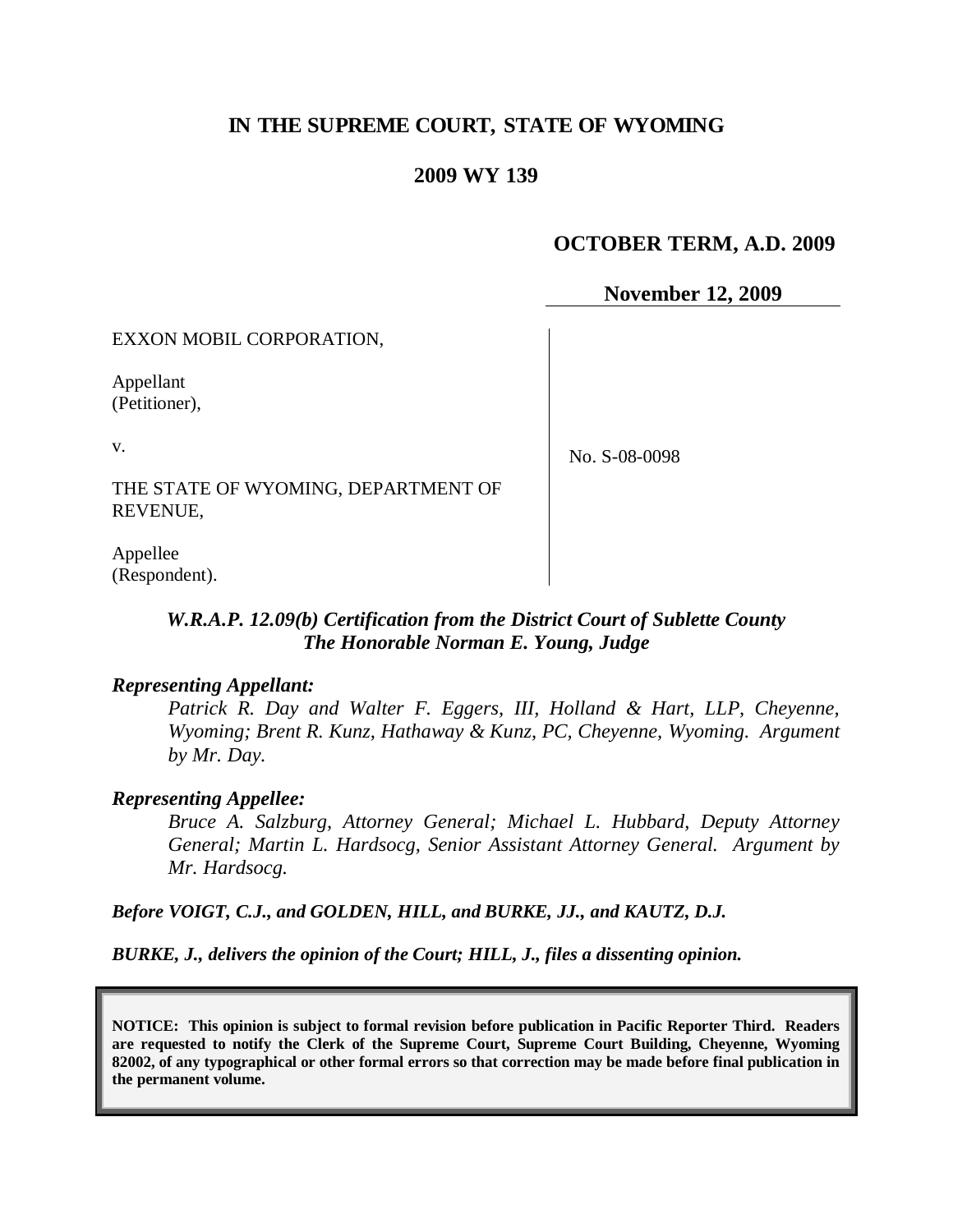# IN THE SUPREME COURT, STATE OF WYOMING

## 2009 WY 139

**OCTOBER TERM, A.D. 2009**

**November 12, 2009**

EXXON MOBIL CORPORATION,

Appellant
(Petitioner),

v.

THE STATE OF WYOMING, DEPARTMENT OF REVENUE,

Appellee
(Respondent).

No. S-08-0098

***W.R.A.P. 12.09(b) Certification from the District Court of Sublette County***
***The Honorable Norman E. Young, Judge***

***Representing Appellant:***

*Patrick R. Day and Walter F. Eggers, III, Holland & Hart, LLP, Cheyenne, Wyoming; Brent R. Kunz, Hathaway & Kunz, PC, Cheyenne, Wyoming. Argument by Mr. Day.*

***Representing Appellee:***

*Bruce A. Salzburg, Attorney General; Michael L. Hubbard, Deputy Attorney General; Martin L. Hardsocg, Senior Assistant Attorney General. Argument by Mr. Hardsocg.*

***Before VOIGT, C.J., and GOLDEN, HILL, and BURKE, JJ., and KAUTZ, D.J.***

***BURKE, J., delivers the opinion of the Court; HILL, J., files a dissenting opinion.***

**NOTICE: This opinion is subject to formal revision before publication in Pacific Reporter Third. Readers are requested to notify the Clerk of the Supreme Court, Supreme Court Building, Cheyenne, Wyoming 82002, of any typographical or other formal errors so that correction may be made before final publication in the permanent volume.**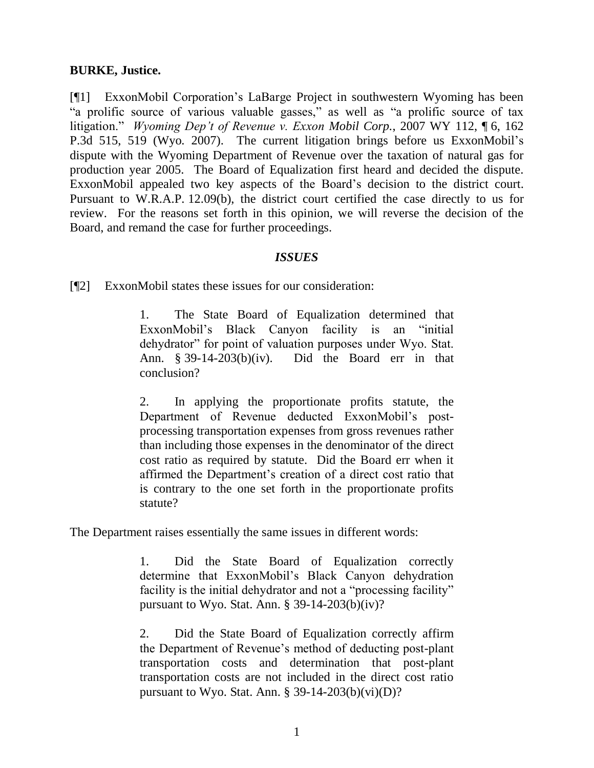**BURKE, Justice.**

[¶1] ExxonMobil Corporation's LaBarge Project in southwestern Wyoming has been "a prolific source of various valuable gasses," as well as "a prolific source of tax litigation." *Wyoming Dep't of Revenue v. Exxon Mobil Corp.*, 2007 WY 112, ¶ 6, 162 P.3d 515, 519 (Wyo. 2007). The current litigation brings before us ExxonMobil's dispute with the Wyoming Department of Revenue over the taxation of natural gas for production year 2005. The Board of Equalization first heard and decided the dispute. ExxonMobil appealed two key aspects of the Board's decision to the district court. Pursuant to W.R.A.P. 12.09(b), the district court certified the case directly to us for review. For the reasons set forth in this opinion, we will reverse the decision of the Board, and remand the case for further proceedings.

### *ISSUES*

[¶2] ExxonMobil states these issues for our consideration:

> 1. The State Board of Equalization determined that ExxonMobil's Black Canyon facility is an "initial dehydrator" for point of valuation purposes under Wyo. Stat. Ann. § 39-14-203(b)(iv). Did the Board err in that conclusion?
>
> 2. In applying the proportionate profits statute, the Department of Revenue deducted ExxonMobil's post-processing transportation expenses from gross revenues rather than including those expenses in the denominator of the direct cost ratio as required by statute. Did the Board err when it affirmed the Department's creation of a direct cost ratio that is contrary to the one set forth in the proportionate profits statute?

The Department raises essentially the same issues in different words:

> 1. Did the State Board of Equalization correctly determine that ExxonMobil's Black Canyon dehydration facility is the initial dehydrator and not a "processing facility" pursuant to Wyo. Stat. Ann. § 39-14-203(b)(iv)?
>
> 2. Did the State Board of Equalization correctly affirm the Department of Revenue's method of deducting post-plant transportation costs and determination that post-plant transportation costs are not included in the direct cost ratio pursuant to Wyo. Stat. Ann. § 39-14-203(b)(vi)(D)?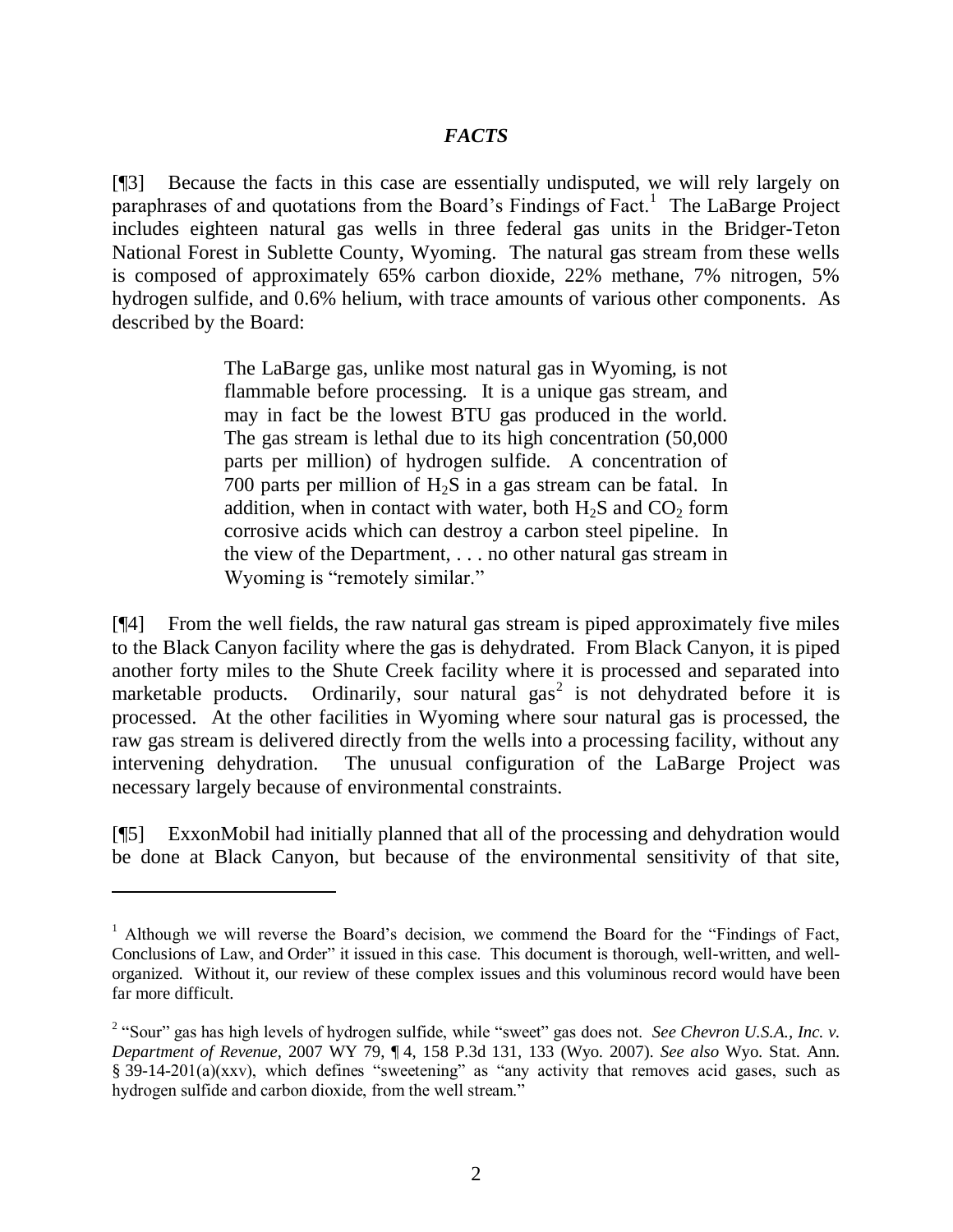## *FACTS*

[¶3] Because the facts in this case are essentially undisputed, we will rely largely on paraphrases of and quotations from the Board's Findings of Fact.[1] The LaBarge Project includes eighteen natural gas wells in three federal gas units in the Bridger-Teton National Forest in Sublette County, Wyoming. The natural gas stream from these wells is composed of approximately 65% carbon dioxide, 22% methane, 7% nitrogen, 5% hydrogen sulfide, and 0.6% helium, with trace amounts of various other components. As described by the Board:

> The LaBarge gas, unlike most natural gas in Wyoming, is not flammable before processing. It is a unique gas stream, and may in fact be the lowest BTU gas produced in the world. The gas stream is lethal due to its high concentration (50,000 parts per million) of hydrogen sulfide. A concentration of 700 parts per million of $H_2S$ in a gas stream can be fatal. In addition, when in contact with water, both $H_2S$ and $CO_2$ form corrosive acids which can destroy a carbon steel pipeline. In the view of the Department, . . . no other natural gas stream in Wyoming is "remotely similar."

[¶4] From the well fields, the raw natural gas stream is piped approximately five miles to the Black Canyon facility where the gas is dehydrated. From Black Canyon, it is piped another forty miles to the Shute Creek facility where it is processed and separated into marketable products. Ordinarily, sour natural gas[2] is not dehydrated before it is processed. At the other facilities in Wyoming where sour natural gas is processed, the raw gas stream is delivered directly from the wells into a processing facility, without any intervening dehydration. The unusual configuration of the LaBarge Project was necessary largely because of environmental constraints.

[¶5] ExxonMobil had initially planned that all of the processing and dehydration would be done at Black Canyon, but because of the environmental sensitivity of that site,

---

[1] Although we will reverse the Board's decision, we commend the Board for the "Findings of Fact, Conclusions of Law, and Order" it issued in this case. This document is thorough, well-written, and well-organized. Without it, our review of these complex issues and this voluminous record would have been far more difficult.

[2] "Sour" gas has high levels of hydrogen sulfide, while "sweet" gas does not. *See Chevron U.S.A., Inc. v. Department of Revenue*, 2007 WY 79, ¶ 4, 158 P.3d 131, 133 (Wyo. 2007). *See also* Wyo. Stat. Ann. § 39-14-201(a)(xxv), which defines "sweetening" as "any activity that removes acid gases, such as hydrogen sulfide and carbon dioxide, from the well stream."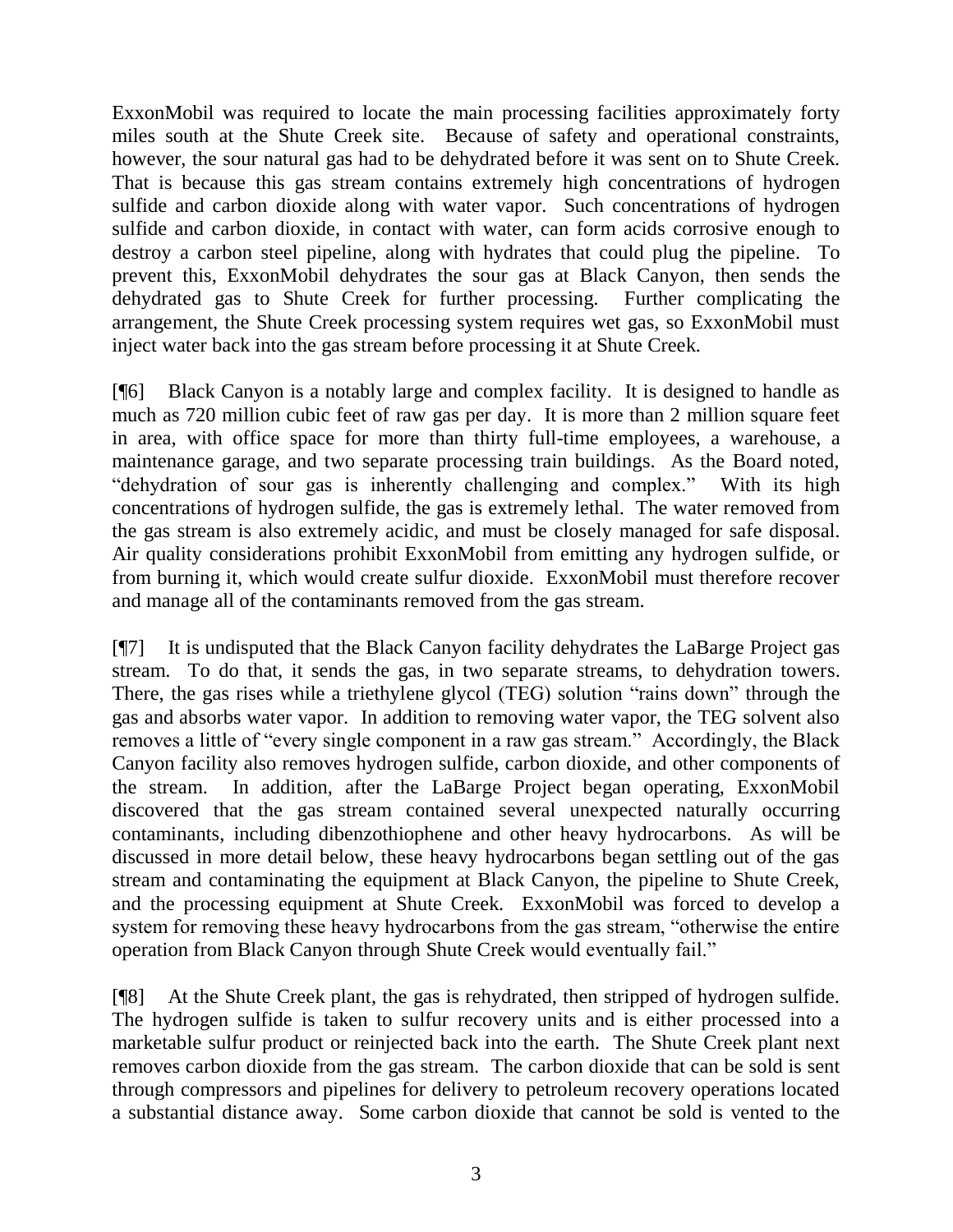ExxonMobil was required to locate the main processing facilities approximately forty miles south at the Shute Creek site. Because of safety and operational constraints, however, the sour natural gas had to be dehydrated before it was sent on to Shute Creek. That is because this gas stream contains extremely high concentrations of hydrogen sulfide and carbon dioxide along with water vapor. Such concentrations of hydrogen sulfide and carbon dioxide, in contact with water, can form acids corrosive enough to destroy a carbon steel pipeline, along with hydrates that could plug the pipeline. To prevent this, ExxonMobil dehydrates the sour gas at Black Canyon, then sends the dehydrated gas to Shute Creek for further processing. Further complicating the arrangement, the Shute Creek processing system requires wet gas, so ExxonMobil must inject water back into the gas stream before processing it at Shute Creek.

[¶6] Black Canyon is a notably large and complex facility. It is designed to handle as much as 720 million cubic feet of raw gas per day. It is more than 2 million square feet in area, with office space for more than thirty full-time employees, a warehouse, a maintenance garage, and two separate processing train buildings. As the Board noted, "dehydration of sour gas is inherently challenging and complex." With its high concentrations of hydrogen sulfide, the gas is extremely lethal. The water removed from the gas stream is also extremely acidic, and must be closely managed for safe disposal. Air quality considerations prohibit ExxonMobil from emitting any hydrogen sulfide, or from burning it, which would create sulfur dioxide. ExxonMobil must therefore recover and manage all of the contaminants removed from the gas stream.

[¶7] It is undisputed that the Black Canyon facility dehydrates the LaBarge Project gas stream. To do that, it sends the gas, in two separate streams, to dehydration towers. There, the gas rises while a triethylene glycol (TEG) solution "rains down" through the gas and absorbs water vapor. In addition to removing water vapor, the TEG solvent also removes a little of "every single component in a raw gas stream." Accordingly, the Black Canyon facility also removes hydrogen sulfide, carbon dioxide, and other components of the stream. In addition, after the LaBarge Project began operating, ExxonMobil discovered that the gas stream contained several unexpected naturally occurring contaminants, including dibenzothiophene and other heavy hydrocarbons. As will be discussed in more detail below, these heavy hydrocarbons began settling out of the gas stream and contaminating the equipment at Black Canyon, the pipeline to Shute Creek, and the processing equipment at Shute Creek. ExxonMobil was forced to develop a system for removing these heavy hydrocarbons from the gas stream, "otherwise the entire operation from Black Canyon through Shute Creek would eventually fail."

[¶8] At the Shute Creek plant, the gas is rehydrated, then stripped of hydrogen sulfide. The hydrogen sulfide is taken to sulfur recovery units and is either processed into a marketable sulfur product or reinjected back into the earth. The Shute Creek plant next removes carbon dioxide from the gas stream. The carbon dioxide that can be sold is sent through compressors and pipelines for delivery to petroleum recovery operations located a substantial distance away. Some carbon dioxide that cannot be sold is vented to the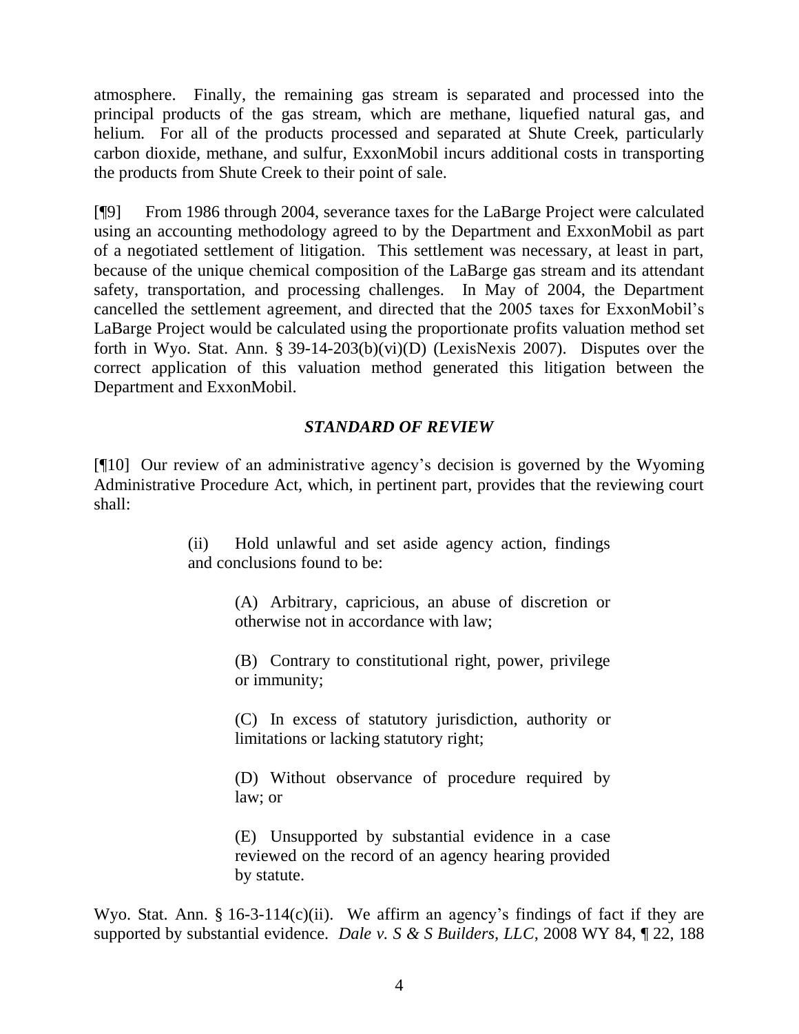atmosphere. Finally, the remaining gas stream is separated and processed into the principal products of the gas stream, which are methane, liquefied natural gas, and helium. For all of the products processed and separated at Shute Creek, particularly carbon dioxide, methane, and sulfur, ExxonMobil incurs additional costs in transporting the products from Shute Creek to their point of sale.

[¶9] From 1986 through 2004, severance taxes for the LaBarge Project were calculated using an accounting methodology agreed to by the Department and ExxonMobil as part of a negotiated settlement of litigation. This settlement was necessary, at least in part, because of the unique chemical composition of the LaBarge gas stream and its attendant safety, transportation, and processing challenges. In May of 2004, the Department cancelled the settlement agreement, and directed that the 2005 taxes for ExxonMobil's LaBarge Project would be calculated using the proportionate profits valuation method set forth in Wyo. Stat. Ann. § 39-14-203(b)(vi)(D) (LexisNexis 2007). Disputes over the correct application of this valuation method generated this litigation between the Department and ExxonMobil.

## *STANDARD OF REVIEW*

[¶10] Our review of an administrative agency's decision is governed by the Wyoming Administrative Procedure Act, which, in pertinent part, provides that the reviewing court shall:

> (ii) Hold unlawful and set aside agency action, findings and conclusions found to be:
>
> > (A) Arbitrary, capricious, an abuse of discretion or otherwise not in accordance with law;
> >
> > (B) Contrary to constitutional right, power, privilege or immunity;
> >
> > (C) In excess of statutory jurisdiction, authority or limitations or lacking statutory right;
> >
> > (D) Without observance of procedure required by law; or
> >
> > (E) Unsupported by substantial evidence in a case reviewed on the record of an agency hearing provided by statute.

Wyo. Stat. Ann. § 16-3-114(c)(ii). We affirm an agency's findings of fact if they are supported by substantial evidence. *Dale v. S & S Builders, LLC*, 2008 WY 84, ¶ 22, 188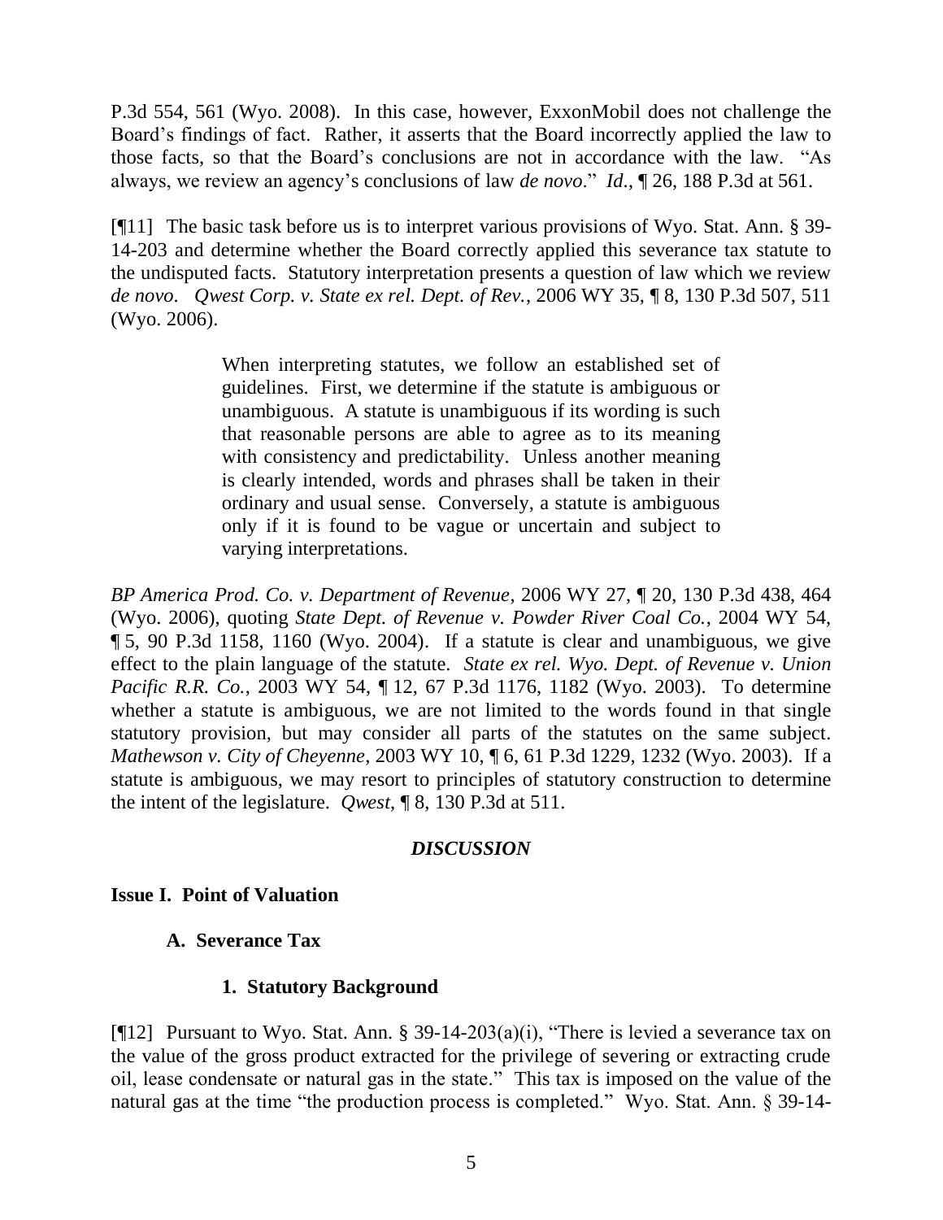P.3d 554, 561 (Wyo. 2008). In this case, however, ExxonMobil does not challenge the Board's findings of fact. Rather, it asserts that the Board incorrectly applied the law to those facts, so that the Board's conclusions are not in accordance with the law. "As always, we review an agency's conclusions of law *de novo*." *Id.*, ¶ 26, 188 P.3d at 561.

[¶11] The basic task before us is to interpret various provisions of Wyo. Stat. Ann. § 39-14-203 and determine whether the Board correctly applied this severance tax statute to the undisputed facts. Statutory interpretation presents a question of law which we review *de novo*. *Qwest Corp. v. State ex rel. Dept. of Rev.*, 2006 WY 35, ¶ 8, 130 P.3d 507, 511 (Wyo. 2006).

> When interpreting statutes, we follow an established set of guidelines. First, we determine if the statute is ambiguous or unambiguous. A statute is unambiguous if its wording is such that reasonable persons are able to agree as to its meaning with consistency and predictability. Unless another meaning is clearly intended, words and phrases shall be taken in their ordinary and usual sense. Conversely, a statute is ambiguous only if it is found to be vague or uncertain and subject to varying interpretations.

*BP America Prod. Co. v. Department of Revenue*, 2006 WY 27, ¶ 20, 130 P.3d 438, 464 (Wyo. 2006), quoting *State Dept. of Revenue v. Powder River Coal Co.*, 2004 WY 54, ¶ 5, 90 P.3d 1158, 1160 (Wyo. 2004). If a statute is clear and unambiguous, we give effect to the plain language of the statute. *State ex rel. Wyo. Dept. of Revenue v. Union Pacific R.R. Co.*, 2003 WY 54, ¶ 12, 67 P.3d 1176, 1182 (Wyo. 2003). To determine whether a statute is ambiguous, we are not limited to the words found in that single statutory provision, but may consider all parts of the statutes on the same subject. *Mathewson v. City of Cheyenne*, 2003 WY 10, ¶ 6, 61 P.3d 1229, 1232 (Wyo. 2003). If a statute is ambiguous, we may resort to principles of statutory construction to determine the intent of the legislature. *Qwest*, ¶ 8, 130 P.3d at 511.

## *DISCUSSION*

### Issue I. Point of Valuation

#### A. Severance Tax

##### 1. Statutory Background

[¶12] Pursuant to Wyo. Stat. Ann. § 39-14-203(a)(i), "There is levied a severance tax on the value of the gross product extracted for the privilege of severing or extracting crude oil, lease condensate or natural gas in the state." This tax is imposed on the value of the natural gas at the time "the production process is completed." Wyo. Stat. Ann. § 39-14-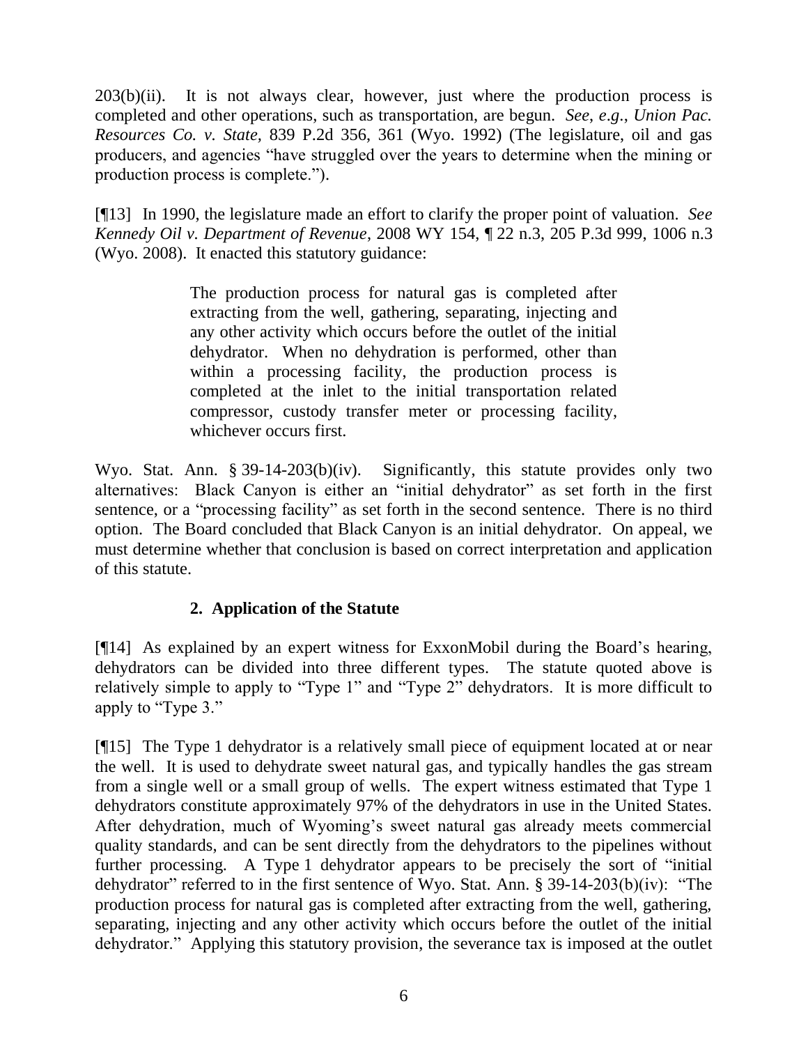203(b)(ii). It is not always clear, however, just where the production process is completed and other operations, such as transportation, are begun. *See, e.g.*, *Union Pac. Resources Co. v. State,* 839 P.2d 356, 361 (Wyo. 1992) (The legislature, oil and gas producers, and agencies "have struggled over the years to determine when the mining or production process is complete.").

[¶13] In 1990, the legislature made an effort to clarify the proper point of valuation. *See Kennedy Oil v. Department of Revenue*, 2008 WY 154, ¶ 22 n.3, 205 P.3d 999, 1006 n.3 (Wyo. 2008). It enacted this statutory guidance:

> The production process for natural gas is completed after extracting from the well, gathering, separating, injecting and any other activity which occurs before the outlet of the initial dehydrator. When no dehydration is performed, other than within a processing facility, the production process is completed at the inlet to the initial transportation related compressor, custody transfer meter or processing facility, whichever occurs first.

Wyo. Stat. Ann. § 39-14-203(b)(iv). Significantly, this statute provides only two alternatives: Black Canyon is either an "initial dehydrator" as set forth in the first sentence, or a "processing facility" as set forth in the second sentence. There is no third option. The Board concluded that Black Canyon is an initial dehydrator. On appeal, we must determine whether that conclusion is based on correct interpretation and application of this statute.

## 2. Application of the Statute

[¶14] As explained by an expert witness for ExxonMobil during the Board's hearing, dehydrators can be divided into three different types. The statute quoted above is relatively simple to apply to "Type 1" and "Type 2" dehydrators. It is more difficult to apply to "Type 3."

[¶15] The Type 1 dehydrator is a relatively small piece of equipment located at or near the well. It is used to dehydrate sweet natural gas, and typically handles the gas stream from a single well or a small group of wells. The expert witness estimated that Type 1 dehydrators constitute approximately 97% of the dehydrators in use in the United States. After dehydration, much of Wyoming's sweet natural gas already meets commercial quality standards, and can be sent directly from the dehydrators to the pipelines without further processing. A Type 1 dehydrator appears to be precisely the sort of "initial dehydrator" referred to in the first sentence of Wyo. Stat. Ann. § 39-14-203(b)(iv): "The production process for natural gas is completed after extracting from the well, gathering, separating, injecting and any other activity which occurs before the outlet of the initial dehydrator." Applying this statutory provision, the severance tax is imposed at the outlet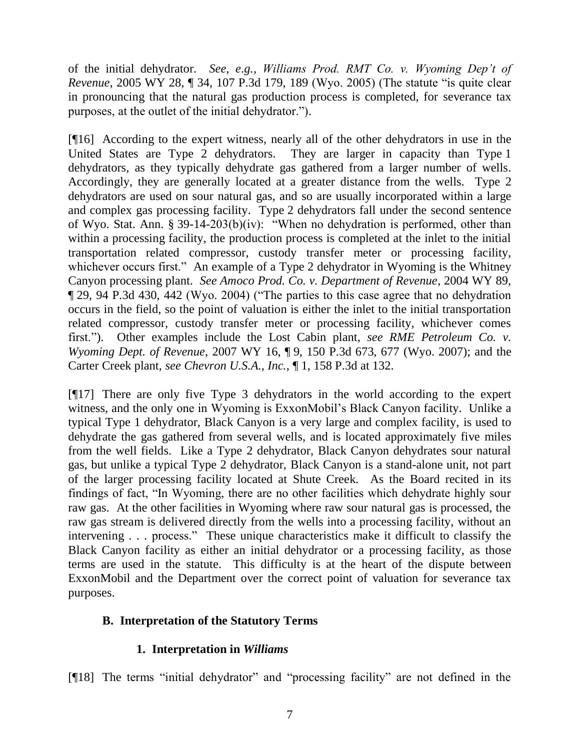of the initial dehydrator. *See, e.g., Williams Prod. RMT Co. v. Wyoming Dep't of Revenue*, 2005 WY 28, ¶ 34, 107 P.3d 179, 189 (Wyo. 2005) (The statute "is quite clear in pronouncing that the natural gas production process is completed, for severance tax purposes, at the outlet of the initial dehydrator.").

[¶16] According to the expert witness, nearly all of the other dehydrators in use in the United States are Type 2 dehydrators. They are larger in capacity than Type 1 dehydrators, as they typically dehydrate gas gathered from a larger number of wells. Accordingly, they are generally located at a greater distance from the wells. Type 2 dehydrators are used on sour natural gas, and so are usually incorporated within a large and complex gas processing facility. Type 2 dehydrators fall under the second sentence of Wyo. Stat. Ann. § 39-14-203(b)(iv): "When no dehydration is performed, other than within a processing facility, the production process is completed at the inlet to the initial transportation related compressor, custody transfer meter or processing facility, whichever occurs first." An example of a Type 2 dehydrator in Wyoming is the Whitney Canyon processing plant. *See Amoco Prod. Co. v. Department of Revenue*, 2004 WY 89, ¶ 29, 94 P.3d 430, 442 (Wyo. 2004) ("The parties to this case agree that no dehydration occurs in the field, so the point of valuation is either the inlet to the initial transportation related compressor, custody transfer meter or processing facility, whichever comes first."). Other examples include the Lost Cabin plant, *see RME Petroleum Co. v. Wyoming Dept. of Revenue*, 2007 WY 16, ¶ 9, 150 P.3d 673, 677 (Wyo. 2007); and the Carter Creek plant, *see Chevron U.S.A., Inc.*, ¶ 1, 158 P.3d at 132.

[¶17] There are only five Type 3 dehydrators in the world according to the expert witness, and the only one in Wyoming is ExxonMobil's Black Canyon facility. Unlike a typical Type 1 dehydrator, Black Canyon is a very large and complex facility, is used to dehydrate the gas gathered from several wells, and is located approximately five miles from the well fields. Like a Type 2 dehydrator, Black Canyon dehydrates sour natural gas, but unlike a typical Type 2 dehydrator, Black Canyon is a stand-alone unit, not part of the larger processing facility located at Shute Creek. As the Board recited in its findings of fact, "In Wyoming, there are no other facilities which dehydrate highly sour raw gas. At the other facilities in Wyoming where raw sour natural gas is processed, the raw gas stream is delivered directly from the wells into a processing facility, without an intervening . . . process." These unique characteristics make it difficult to classify the Black Canyon facility as either an initial dehydrator or a processing facility, as those terms are used in the statute. This difficulty is at the heart of the dispute between ExxonMobil and the Department over the correct point of valuation for severance tax purposes.

### B. Interpretation of the Statutory Terms

#### 1. Interpretation in *Williams*

[¶18] The terms "initial dehydrator" and "processing facility" are not defined in the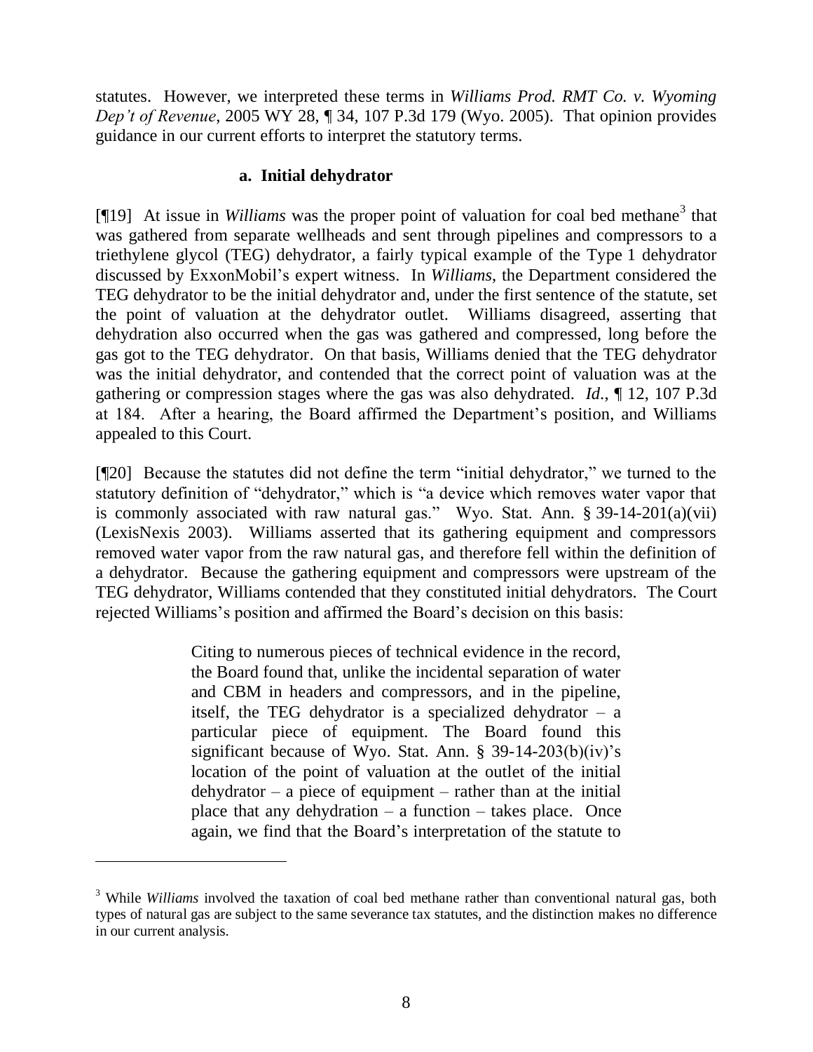statutes. However, we interpreted these terms in *Williams Prod. RMT Co. v. Wyoming Dep't of Revenue*, 2005 WY 28, ¶ 34, 107 P.3d 179 (Wyo. 2005). That opinion provides guidance in our current efforts to interpret the statutory terms.

**a. Initial dehydrator**

[¶19] At issue in *Williams* was the proper point of valuation for coal bed methane[3] that was gathered from separate wellheads and sent through pipelines and compressors to a triethylene glycol (TEG) dehydrator, a fairly typical example of the Type 1 dehydrator discussed by ExxonMobil's expert witness. In *Williams*, the Department considered the TEG dehydrator to be the initial dehydrator and, under the first sentence of the statute, set the point of valuation at the dehydrator outlet. Williams disagreed, asserting that dehydration also occurred when the gas was gathered and compressed, long before the gas got to the TEG dehydrator. On that basis, Williams denied that the TEG dehydrator was the initial dehydrator, and contended that the correct point of valuation was at the gathering or compression stages where the gas was also dehydrated. *Id.*, ¶ 12, 107 P.3d at 184. After a hearing, the Board affirmed the Department's position, and Williams appealed to this Court.

[¶20] Because the statutes did not define the term "initial dehydrator," we turned to the statutory definition of "dehydrator," which is "a device which removes water vapor that is commonly associated with raw natural gas." Wyo. Stat. Ann. § 39-14-201(a)(vii) (LexisNexis 2003). Williams asserted that its gathering equipment and compressors removed water vapor from the raw natural gas, and therefore fell within the definition of a dehydrator. Because the gathering equipment and compressors were upstream of the TEG dehydrator, Williams contended that they constituted initial dehydrators. The Court rejected Williams's position and affirmed the Board's decision on this basis:

> Citing to numerous pieces of technical evidence in the record, the Board found that, unlike the incidental separation of water and CBM in headers and compressors, and in the pipeline, itself, the TEG dehydrator is a specialized dehydrator – a particular piece of equipment. The Board found this significant because of Wyo. Stat. Ann. § 39-14-203(b)(iv)'s location of the point of valuation at the outlet of the initial dehydrator – a piece of equipment – rather than at the initial place that any dehydration – a function – takes place. Once again, we find that the Board's interpretation of the statute to

[3] While *Williams* involved the taxation of coal bed methane rather than conventional natural gas, both types of natural gas are subject to the same severance tax statutes, and the distinction makes no difference in our current analysis.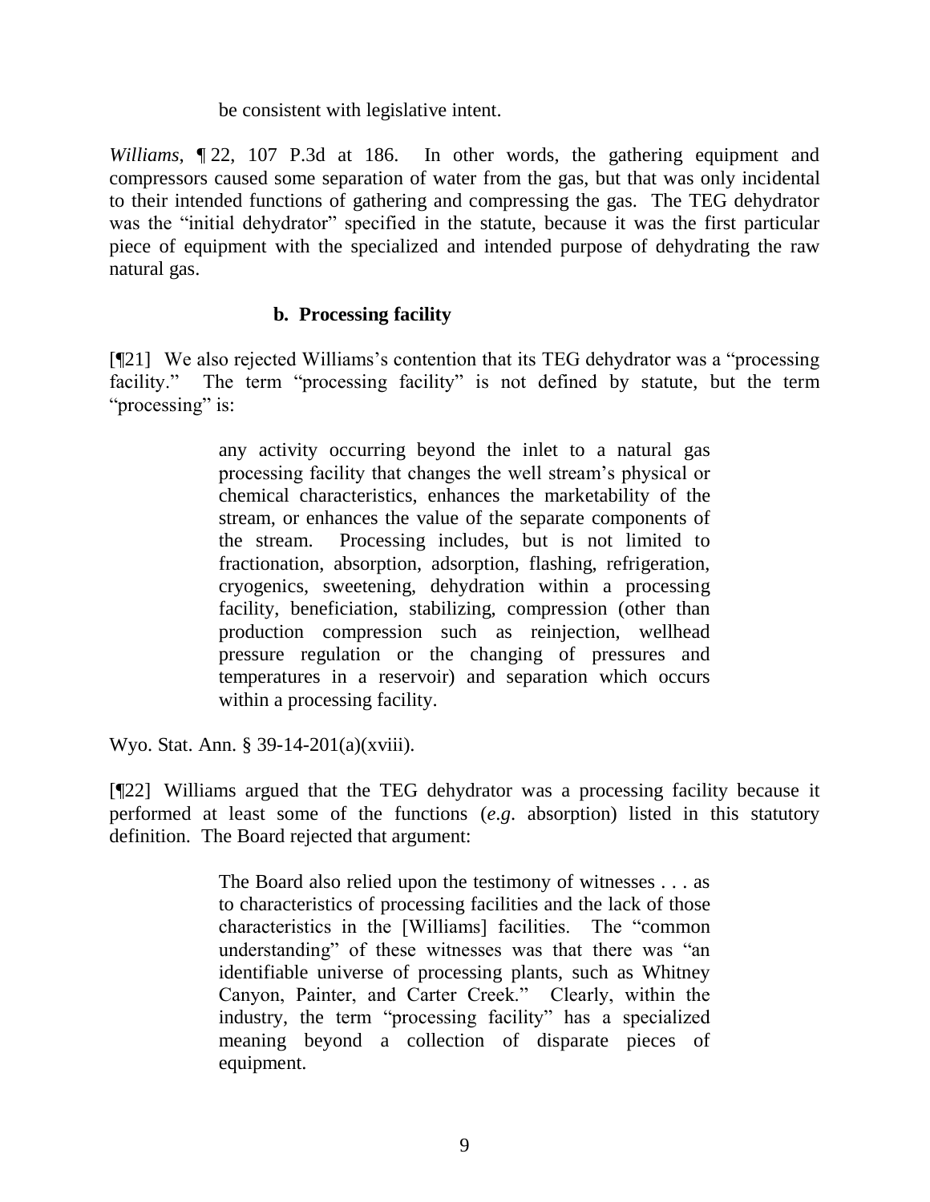be consistent with legislative intent.

*Williams*, ¶ 22, 107 P.3d at 186. In other words, the gathering equipment and compressors caused some separation of water from the gas, but that was only incidental to their intended functions of gathering and compressing the gas. The TEG dehydrator was the "initial dehydrator" specified in the statute, because it was the first particular piece of equipment with the specialized and intended purpose of dehydrating the raw natural gas.

### b. Processing facility

[¶21] We also rejected Williams's contention that its TEG dehydrator was a "processing facility." The term "processing facility" is not defined by statute, but the term "processing" is:

> any activity occurring beyond the inlet to a natural gas processing facility that changes the well stream's physical or chemical characteristics, enhances the marketability of the stream, or enhances the value of the separate components of the stream. Processing includes, but is not limited to fractionation, absorption, adsorption, flashing, refrigeration, cryogenics, sweetening, dehydration within a processing facility, beneficiation, stabilizing, compression (other than production compression such as reinjection, wellhead pressure regulation or the changing of pressures and temperatures in a reservoir) and separation which occurs within a processing facility.

Wyo. Stat. Ann. § 39-14-201(a)(xviii).

[¶22] Williams argued that the TEG dehydrator was a processing facility because it performed at least some of the functions (*e.g*. absorption) listed in this statutory definition. The Board rejected that argument:

> The Board also relied upon the testimony of witnesses . . . as to characteristics of processing facilities and the lack of those characteristics in the [Williams] facilities. The "common understanding" of these witnesses was that there was "an identifiable universe of processing plants, such as Whitney Canyon, Painter, and Carter Creek." Clearly, within the industry, the term "processing facility" has a specialized meaning beyond a collection of disparate pieces of equipment.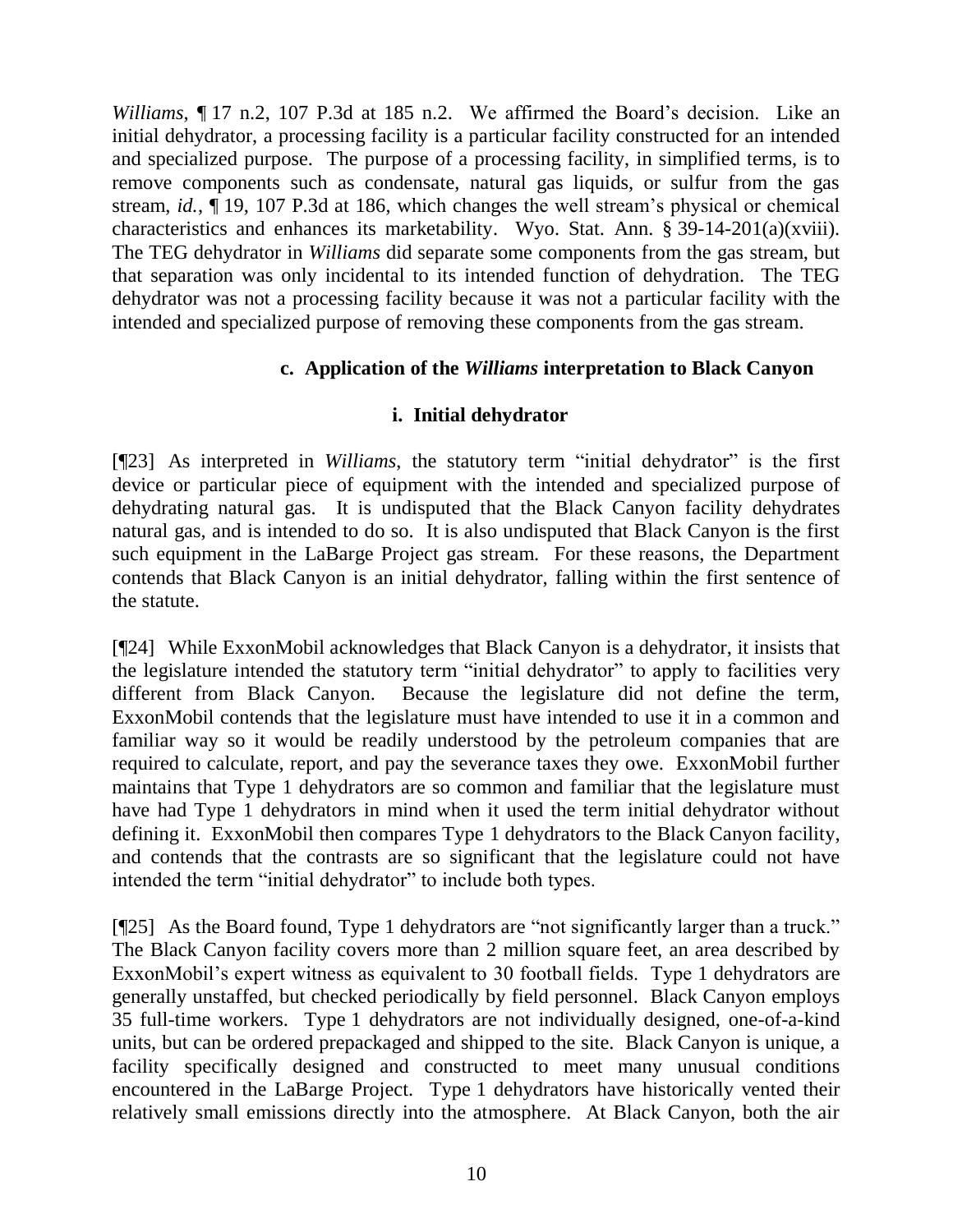*Williams*, ¶ 17 n.2, 107 P.3d at 185 n.2. We affirmed the Board's decision. Like an initial dehydrator, a processing facility is a particular facility constructed for an intended and specialized purpose. The purpose of a processing facility, in simplified terms, is to remove components such as condensate, natural gas liquids, or sulfur from the gas stream, *id.*, ¶ 19, 107 P.3d at 186, which changes the well stream's physical or chemical characteristics and enhances its marketability. Wyo. Stat. Ann. § 39-14-201(a)(xviii). The TEG dehydrator in *Williams* did separate some components from the gas stream, but that separation was only incidental to its intended function of dehydration. The TEG dehydrator was not a processing facility because it was not a particular facility with the intended and specialized purpose of removing these components from the gas stream.

#### c. Application of the *Williams* interpretation to Black Canyon

##### i. Initial dehydrator

[¶23] As interpreted in *Williams*, the statutory term "initial dehydrator" is the first device or particular piece of equipment with the intended and specialized purpose of dehydrating natural gas. It is undisputed that the Black Canyon facility dehydrates natural gas, and is intended to do so. It is also undisputed that Black Canyon is the first such equipment in the LaBarge Project gas stream. For these reasons, the Department contends that Black Canyon is an initial dehydrator, falling within the first sentence of the statute.

[¶24] While ExxonMobil acknowledges that Black Canyon is a dehydrator, it insists that the legislature intended the statutory term "initial dehydrator" to apply to facilities very different from Black Canyon. Because the legislature did not define the term, ExxonMobil contends that the legislature must have intended to use it in a common and familiar way so it would be readily understood by the petroleum companies that are required to calculate, report, and pay the severance taxes they owe. ExxonMobil further maintains that Type 1 dehydrators are so common and familiar that the legislature must have had Type 1 dehydrators in mind when it used the term initial dehydrator without defining it. ExxonMobil then compares Type 1 dehydrators to the Black Canyon facility, and contends that the contrasts are so significant that the legislature could not have intended the term "initial dehydrator" to include both types.

[¶25] As the Board found, Type 1 dehydrators are "not significantly larger than a truck." The Black Canyon facility covers more than 2 million square feet, an area described by ExxonMobil's expert witness as equivalent to 30 football fields. Type 1 dehydrators are generally unstaffed, but checked periodically by field personnel. Black Canyon employs 35 full-time workers. Type 1 dehydrators are not individually designed, one-of-a-kind units, but can be ordered prepackaged and shipped to the site. Black Canyon is unique, a facility specifically designed and constructed to meet many unusual conditions encountered in the LaBarge Project. Type 1 dehydrators have historically vented their relatively small emissions directly into the atmosphere. At Black Canyon, both the air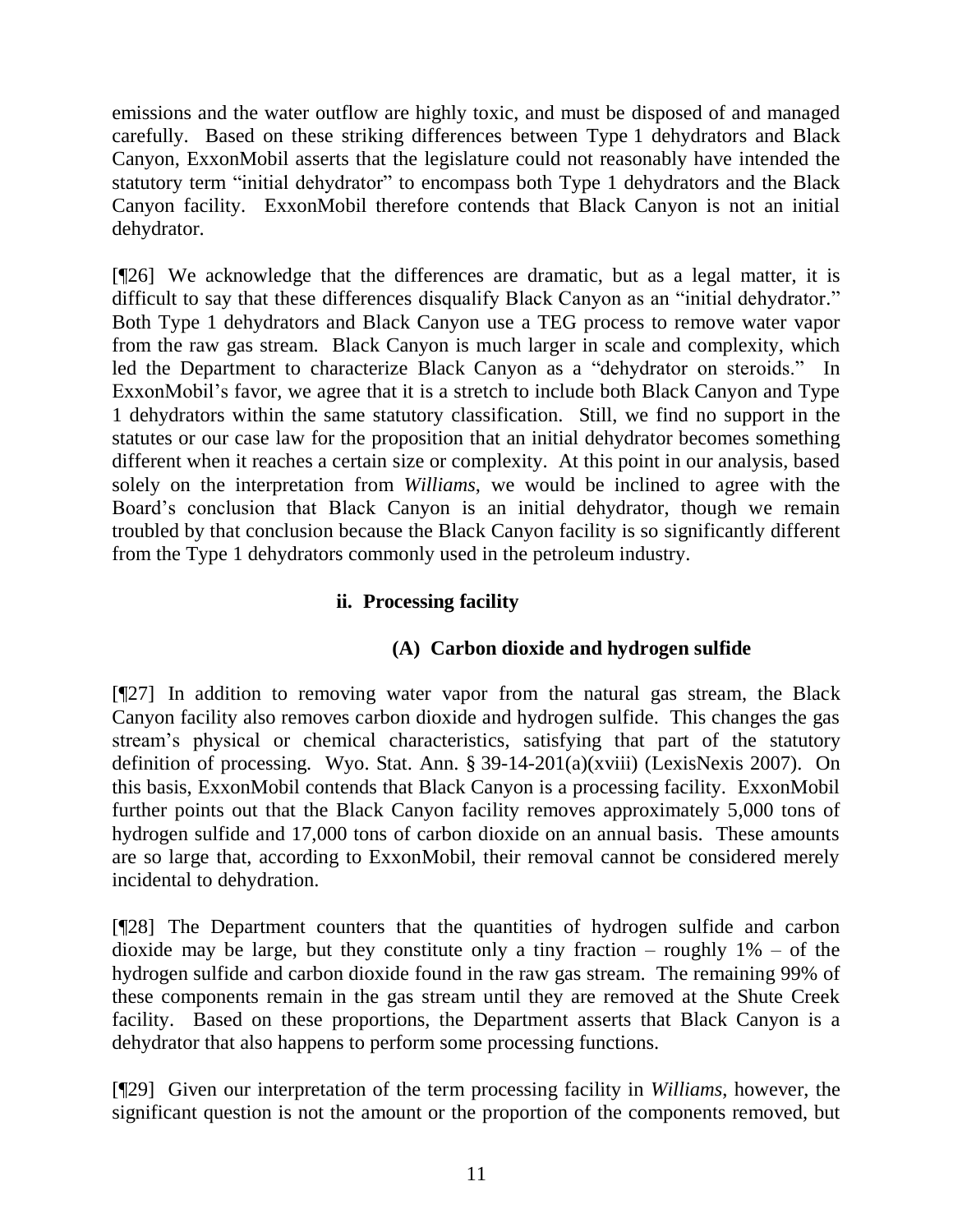emissions and the water outflow are highly toxic, and must be disposed of and managed carefully. Based on these striking differences between Type 1 dehydrators and Black Canyon, ExxonMobil asserts that the legislature could not reasonably have intended the statutory term "initial dehydrator" to encompass both Type 1 dehydrators and the Black Canyon facility. ExxonMobil therefore contends that Black Canyon is not an initial dehydrator.

[¶26] We acknowledge that the differences are dramatic, but as a legal matter, it is difficult to say that these differences disqualify Black Canyon as an "initial dehydrator." Both Type 1 dehydrators and Black Canyon use a TEG process to remove water vapor from the raw gas stream. Black Canyon is much larger in scale and complexity, which led the Department to characterize Black Canyon as a "dehydrator on steroids." In ExxonMobil's favor, we agree that it is a stretch to include both Black Canyon and Type 1 dehydrators within the same statutory classification. Still, we find no support in the statutes or our case law for the proposition that an initial dehydrator becomes something different when it reaches a certain size or complexity. At this point in our analysis, based solely on the interpretation from *Williams*, we would be inclined to agree with the Board's conclusion that Black Canyon is an initial dehydrator, though we remain troubled by that conclusion because the Black Canyon facility is so significantly different from the Type 1 dehydrators commonly used in the petroleum industry.

### ii. Processing facility

#### (A) Carbon dioxide and hydrogen sulfide

[¶27] In addition to removing water vapor from the natural gas stream, the Black Canyon facility also removes carbon dioxide and hydrogen sulfide. This changes the gas stream's physical or chemical characteristics, satisfying that part of the statutory definition of processing. Wyo. Stat. Ann. § 39-14-201(a)(xviii) (LexisNexis 2007). On this basis, ExxonMobil contends that Black Canyon is a processing facility. ExxonMobil further points out that the Black Canyon facility removes approximately 5,000 tons of hydrogen sulfide and 17,000 tons of carbon dioxide on an annual basis. These amounts are so large that, according to ExxonMobil, their removal cannot be considered merely incidental to dehydration.

[¶28] The Department counters that the quantities of hydrogen sulfide and carbon dioxide may be large, but they constitute only a tiny fraction – roughly 1% – of the hydrogen sulfide and carbon dioxide found in the raw gas stream. The remaining 99% of these components remain in the gas stream until they are removed at the Shute Creek facility. Based on these proportions, the Department asserts that Black Canyon is a dehydrator that also happens to perform some processing functions.

[¶29] Given our interpretation of the term processing facility in *Williams*, however, the significant question is not the amount or the proportion of the components removed, but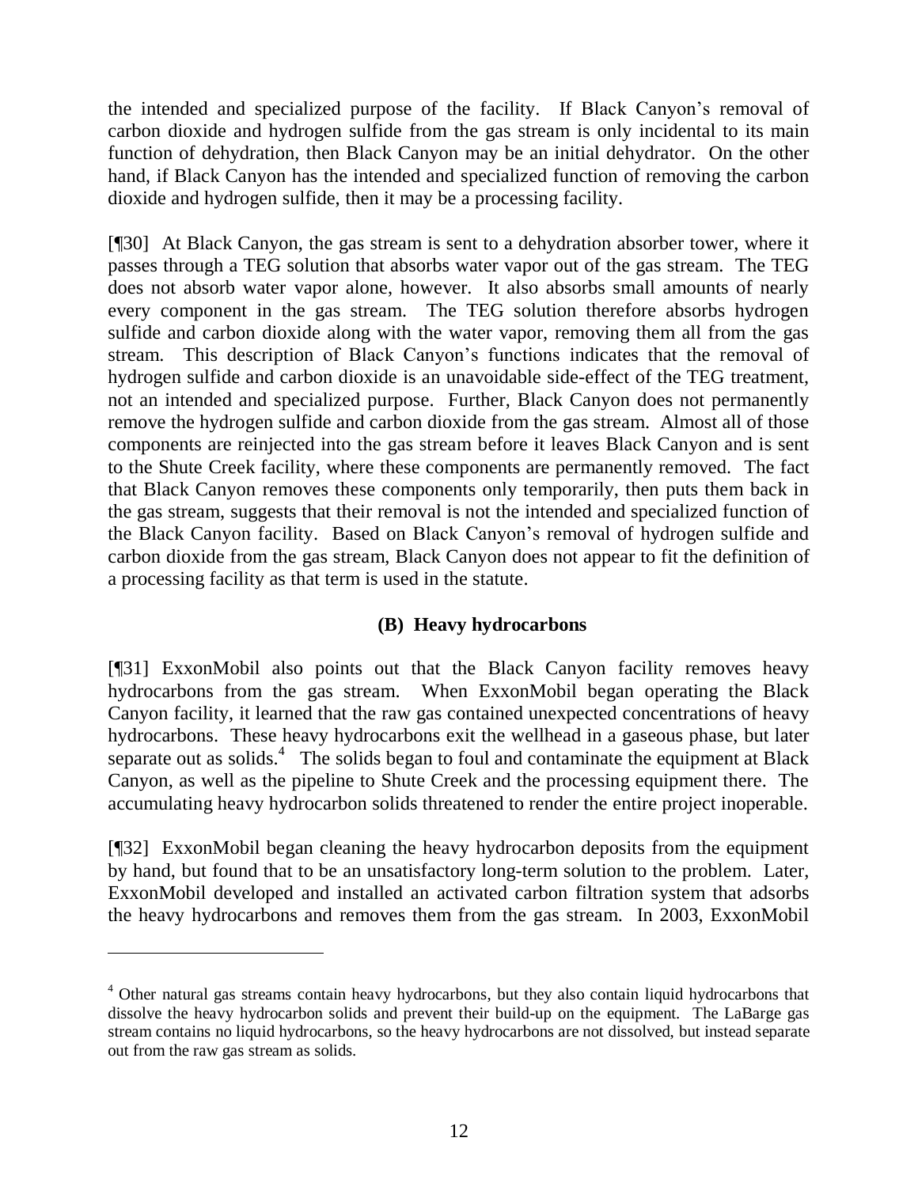the intended and specialized purpose of the facility. If Black Canyon's removal of carbon dioxide and hydrogen sulfide from the gas stream is only incidental to its main function of dehydration, then Black Canyon may be an initial dehydrator. On the other hand, if Black Canyon has the intended and specialized function of removing the carbon dioxide and hydrogen sulfide, then it may be a processing facility.

[¶30] At Black Canyon, the gas stream is sent to a dehydration absorber tower, where it passes through a TEG solution that absorbs water vapor out of the gas stream. The TEG does not absorb water vapor alone, however. It also absorbs small amounts of nearly every component in the gas stream. The TEG solution therefore absorbs hydrogen sulfide and carbon dioxide along with the water vapor, removing them all from the gas stream. This description of Black Canyon's functions indicates that the removal of hydrogen sulfide and carbon dioxide is an unavoidable side-effect of the TEG treatment, not an intended and specialized purpose. Further, Black Canyon does not permanently remove the hydrogen sulfide and carbon dioxide from the gas stream. Almost all of those components are reinjected into the gas stream before it leaves Black Canyon and is sent to the Shute Creek facility, where these components are permanently removed. The fact that Black Canyon removes these components only temporarily, then puts them back in the gas stream, suggests that their removal is not the intended and specialized function of the Black Canyon facility. Based on Black Canyon's removal of hydrogen sulfide and carbon dioxide from the gas stream, Black Canyon does not appear to fit the definition of a processing facility as that term is used in the statute.

**(B) Heavy hydrocarbons**

[¶31] ExxonMobil also points out that the Black Canyon facility removes heavy hydrocarbons from the gas stream. When ExxonMobil began operating the Black Canyon facility, it learned that the raw gas contained unexpected concentrations of heavy hydrocarbons. These heavy hydrocarbons exit the wellhead in a gaseous phase, but later separate out as solids.[4] The solids began to foul and contaminate the equipment at Black Canyon, as well as the pipeline to Shute Creek and the processing equipment there. The accumulating heavy hydrocarbon solids threatened to render the entire project inoperable.

[¶32] ExxonMobil began cleaning the heavy hydrocarbon deposits from the equipment by hand, but found that to be an unsatisfactory long-term solution to the problem. Later, ExxonMobil developed and installed an activated carbon filtration system that adsorbs the heavy hydrocarbons and removes them from the gas stream. In 2003, ExxonMobil

---

[4] Other natural gas streams contain heavy hydrocarbons, but they also contain liquid hydrocarbons that dissolve the heavy hydrocarbon solids and prevent their build-up on the equipment. The LaBarge gas stream contains no liquid hydrocarbons, so the heavy hydrocarbons are not dissolved, but instead separate out from the raw gas stream as solids.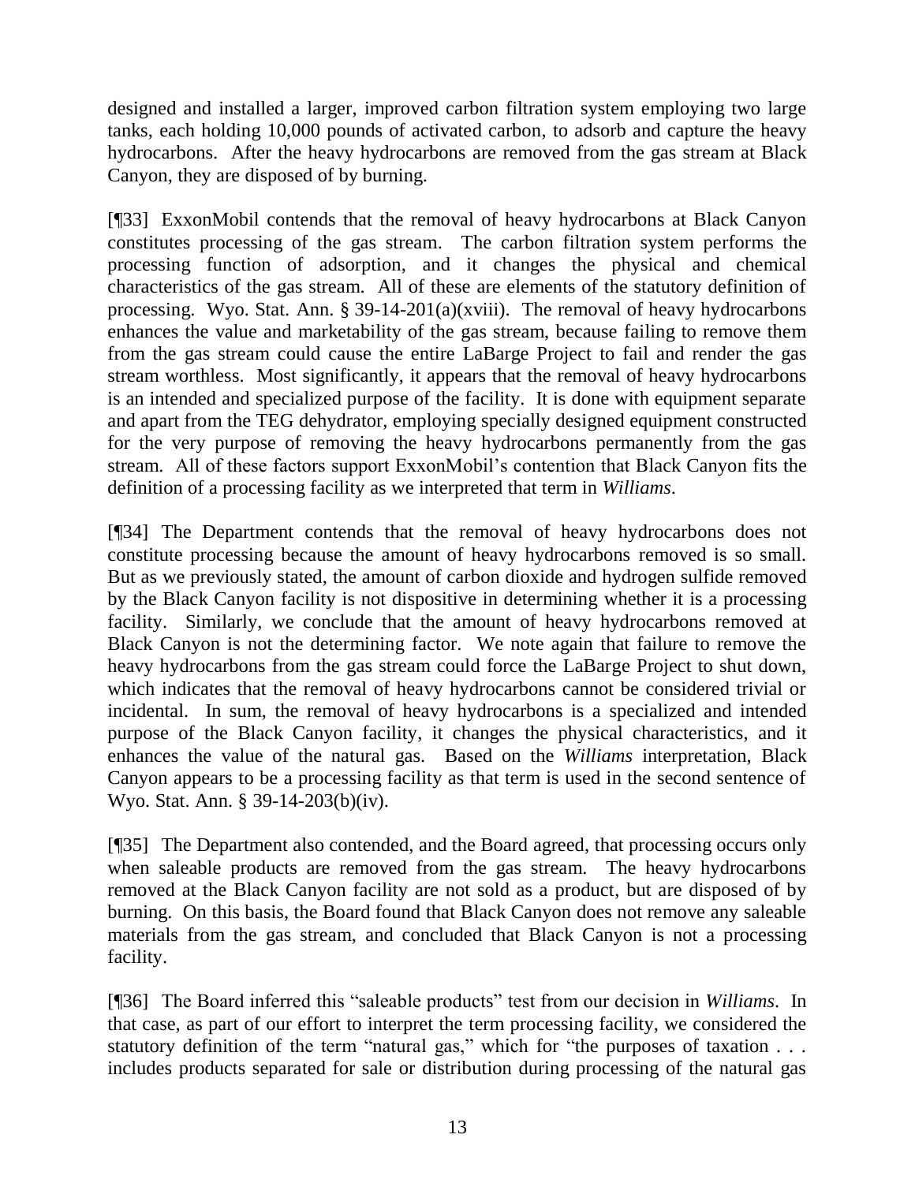designed and installed a larger, improved carbon filtration system employing two large tanks, each holding 10,000 pounds of activated carbon, to adsorb and capture the heavy hydrocarbons. After the heavy hydrocarbons are removed from the gas stream at Black Canyon, they are disposed of by burning.

[¶33] ExxonMobil contends that the removal of heavy hydrocarbons at Black Canyon constitutes processing of the gas stream. The carbon filtration system performs the processing function of adsorption, and it changes the physical and chemical characteristics of the gas stream. All of these are elements of the statutory definition of processing. Wyo. Stat. Ann. § 39-14-201(a)(xviii). The removal of heavy hydrocarbons enhances the value and marketability of the gas stream, because failing to remove them from the gas stream could cause the entire LaBarge Project to fail and render the gas stream worthless. Most significantly, it appears that the removal of heavy hydrocarbons is an intended and specialized purpose of the facility. It is done with equipment separate and apart from the TEG dehydrator, employing specially designed equipment constructed for the very purpose of removing the heavy hydrocarbons permanently from the gas stream. All of these factors support ExxonMobil's contention that Black Canyon fits the definition of a processing facility as we interpreted that term in *Williams*.

[¶34] The Department contends that the removal of heavy hydrocarbons does not constitute processing because the amount of heavy hydrocarbons removed is so small. But as we previously stated, the amount of carbon dioxide and hydrogen sulfide removed by the Black Canyon facility is not dispositive in determining whether it is a processing facility. Similarly, we conclude that the amount of heavy hydrocarbons removed at Black Canyon is not the determining factor. We note again that failure to remove the heavy hydrocarbons from the gas stream could force the LaBarge Project to shut down, which indicates that the removal of heavy hydrocarbons cannot be considered trivial or incidental. In sum, the removal of heavy hydrocarbons is a specialized and intended purpose of the Black Canyon facility, it changes the physical characteristics, and it enhances the value of the natural gas. Based on the *Williams* interpretation, Black Canyon appears to be a processing facility as that term is used in the second sentence of Wyo. Stat. Ann. § 39-14-203(b)(iv).

[¶35] The Department also contended, and the Board agreed, that processing occurs only when saleable products are removed from the gas stream. The heavy hydrocarbons removed at the Black Canyon facility are not sold as a product, but are disposed of by burning. On this basis, the Board found that Black Canyon does not remove any saleable materials from the gas stream, and concluded that Black Canyon is not a processing facility.

[¶36] The Board inferred this "saleable products" test from our decision in *Williams*. In that case, as part of our effort to interpret the term processing facility, we considered the statutory definition of the term "natural gas," which for "the purposes of taxation . . . includes products separated for sale or distribution during processing of the natural gas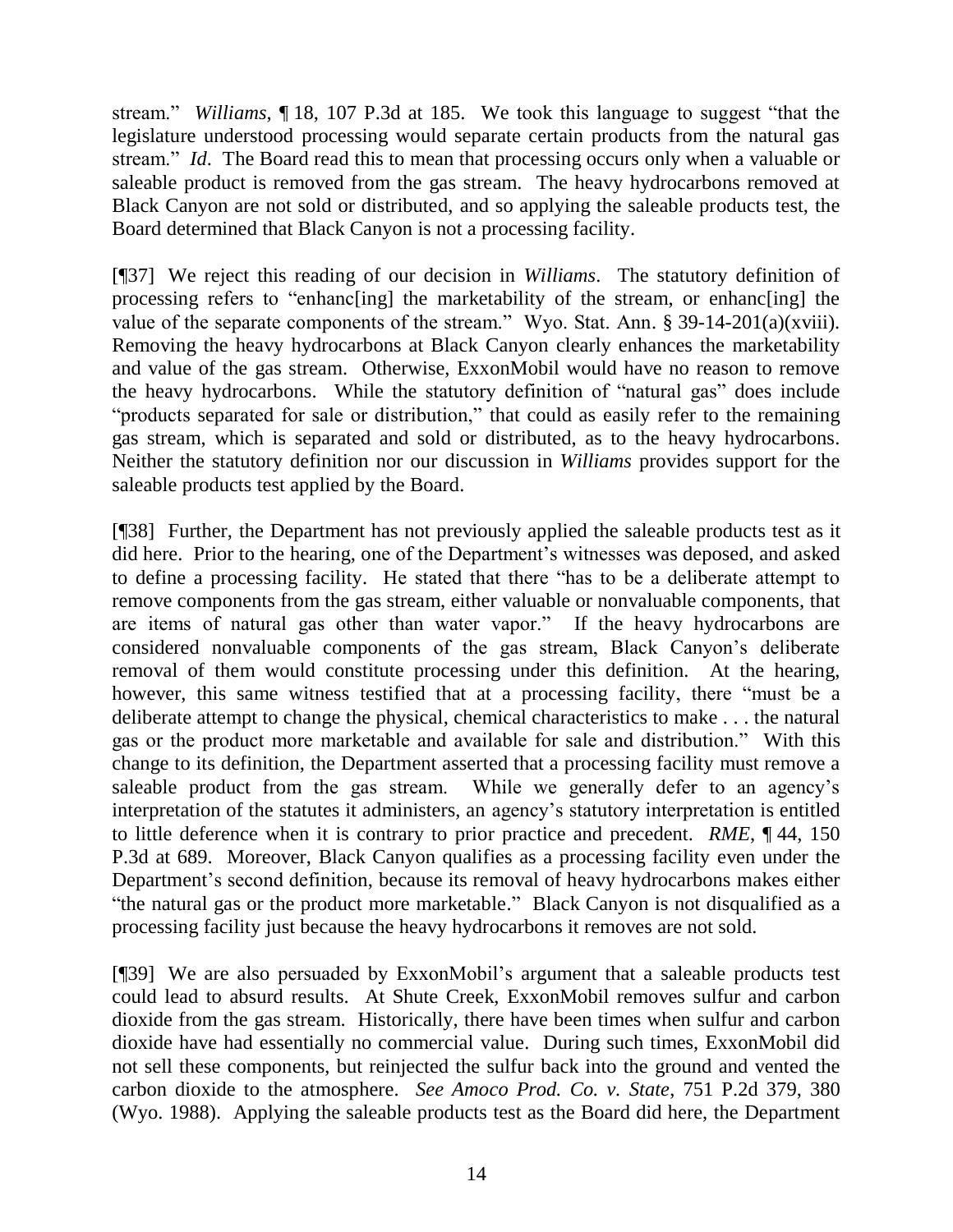stream." *Williams*, ¶ 18, 107 P.3d at 185. We took this language to suggest "that the legislature understood processing would separate certain products from the natural gas stream." *Id*. The Board read this to mean that processing occurs only when a valuable or saleable product is removed from the gas stream. The heavy hydrocarbons removed at Black Canyon are not sold or distributed, and so applying the saleable products test, the Board determined that Black Canyon is not a processing facility.

[¶37] We reject this reading of our decision in *Williams*. The statutory definition of processing refers to "enhanc[ing] the marketability of the stream, or enhanc[ing] the value of the separate components of the stream." Wyo. Stat. Ann. § 39-14-201(a)(xviii). Removing the heavy hydrocarbons at Black Canyon clearly enhances the marketability and value of the gas stream. Otherwise, ExxonMobil would have no reason to remove the heavy hydrocarbons. While the statutory definition of "natural gas" does include "products separated for sale or distribution," that could as easily refer to the remaining gas stream, which is separated and sold or distributed, as to the heavy hydrocarbons. Neither the statutory definition nor our discussion in *Williams* provides support for the saleable products test applied by the Board.

[¶38] Further, the Department has not previously applied the saleable products test as it did here. Prior to the hearing, one of the Department's witnesses was deposed, and asked to define a processing facility. He stated that there "has to be a deliberate attempt to remove components from the gas stream, either valuable or nonvaluable components, that are items of natural gas other than water vapor." If the heavy hydrocarbons are considered nonvaluable components of the gas stream, Black Canyon's deliberate removal of them would constitute processing under this definition. At the hearing, however, this same witness testified that at a processing facility, there "must be a deliberate attempt to change the physical, chemical characteristics to make . . . the natural gas or the product more marketable and available for sale and distribution." With this change to its definition, the Department asserted that a processing facility must remove a saleable product from the gas stream. While we generally defer to an agency's interpretation of the statutes it administers, an agency's statutory interpretation is entitled to little deference when it is contrary to prior practice and precedent. *RME*, ¶ 44, 150 P.3d at 689. Moreover, Black Canyon qualifies as a processing facility even under the Department's second definition, because its removal of heavy hydrocarbons makes either "the natural gas or the product more marketable." Black Canyon is not disqualified as a processing facility just because the heavy hydrocarbons it removes are not sold.

[¶39] We are also persuaded by ExxonMobil's argument that a saleable products test could lead to absurd results. At Shute Creek, ExxonMobil removes sulfur and carbon dioxide from the gas stream. Historically, there have been times when sulfur and carbon dioxide have had essentially no commercial value. During such times, ExxonMobil did not sell these components, but reinjected the sulfur back into the ground and vented the carbon dioxide to the atmosphere. *See Amoco Prod. Co. v. State*, 751 P.2d 379, 380 (Wyo. 1988). Applying the saleable products test as the Board did here, the Department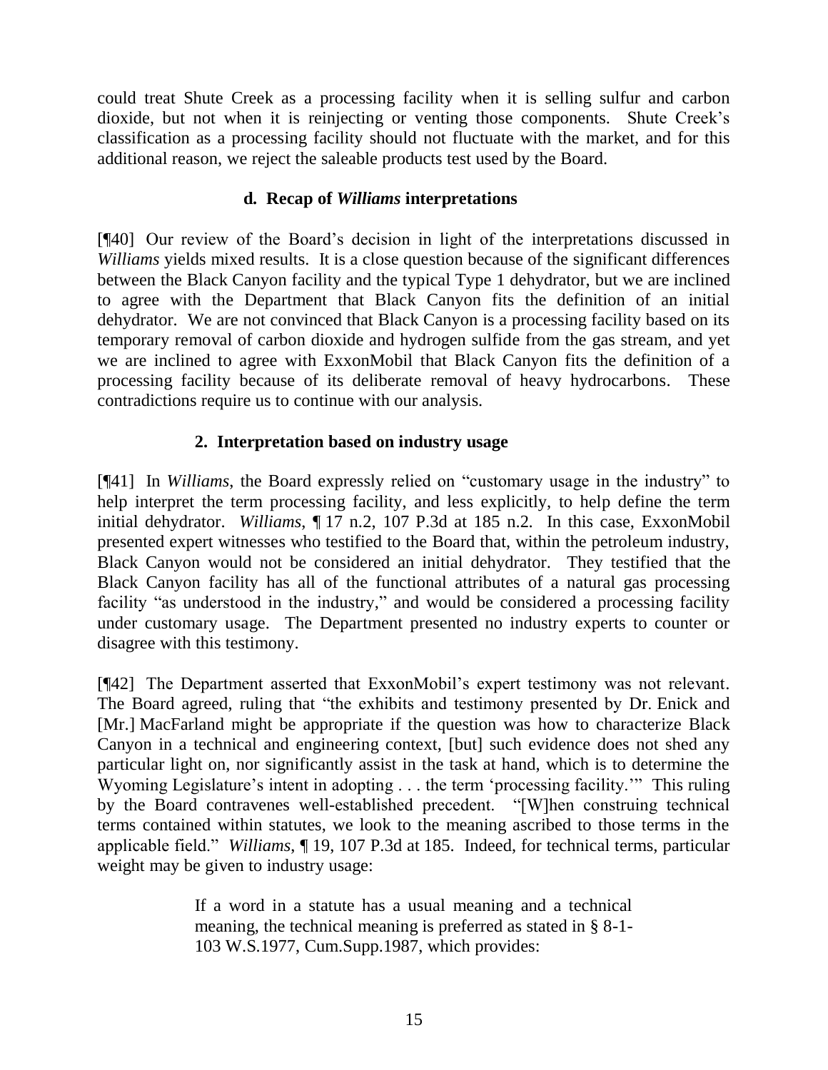could treat Shute Creek as a processing facility when it is selling sulfur and carbon dioxide, but not when it is reinjecting or venting those components. Shute Creek's classification as a processing facility should not fluctuate with the market, and for this additional reason, we reject the saleable products test used by the Board.

### d. Recap of *Williams* interpretations

[¶40] Our review of the Board's decision in light of the interpretations discussed in *Williams* yields mixed results. It is a close question because of the significant differences between the Black Canyon facility and the typical Type 1 dehydrator, but we are inclined to agree with the Department that Black Canyon fits the definition of an initial dehydrator. We are not convinced that Black Canyon is a processing facility based on its temporary removal of carbon dioxide and hydrogen sulfide from the gas stream, and yet we are inclined to agree with ExxonMobil that Black Canyon fits the definition of a processing facility because of its deliberate removal of heavy hydrocarbons. These contradictions require us to continue with our analysis.

### 2. Interpretation based on industry usage

[¶41] In *Williams*, the Board expressly relied on "customary usage in the industry" to help interpret the term processing facility, and less explicitly, to help define the term initial dehydrator. *Williams*, ¶ 17 n.2, 107 P.3d at 185 n.2. In this case, ExxonMobil presented expert witnesses who testified to the Board that, within the petroleum industry, Black Canyon would not be considered an initial dehydrator. They testified that the Black Canyon facility has all of the functional attributes of a natural gas processing facility "as understood in the industry," and would be considered a processing facility under customary usage. The Department presented no industry experts to counter or disagree with this testimony.

[¶42] The Department asserted that ExxonMobil's expert testimony was not relevant. The Board agreed, ruling that "the exhibits and testimony presented by Dr. Enick and [Mr.] MacFarland might be appropriate if the question was how to characterize Black Canyon in a technical and engineering context, [but] such evidence does not shed any particular light on, nor significantly assist in the task at hand, which is to determine the Wyoming Legislature's intent in adopting . . . the term 'processing facility.'" This ruling by the Board contravenes well-established precedent. "[W]hen construing technical terms contained within statutes, we look to the meaning ascribed to those terms in the applicable field." *Williams*, ¶ 19, 107 P.3d at 185. Indeed, for technical terms, particular weight may be given to industry usage:

> If a word in a statute has a usual meaning and a technical meaning, the technical meaning is preferred as stated in § 8-1-103 W.S.1977, Cum.Supp.1987, which provides: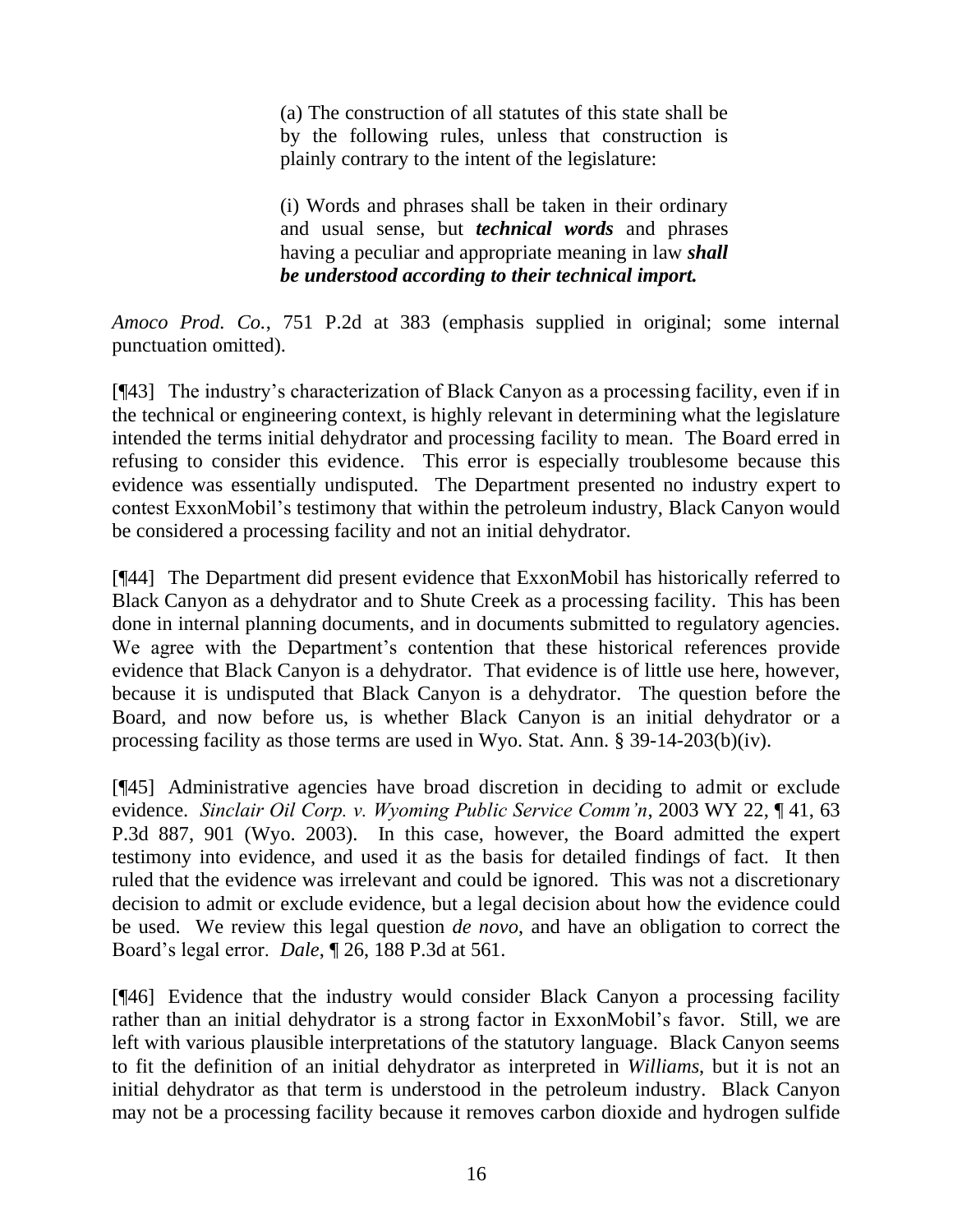> (a) The construction of all statutes of this state shall be by the following rules, unless that construction is plainly contrary to the intent of the legislature:
>
> (i) Words and phrases shall be taken in their ordinary and usual sense, but ***technical words*** and phrases having a peculiar and appropriate meaning in law ***shall be understood according to their technical import.***

*Amoco Prod. Co.*, 751 P.2d at 383 (emphasis supplied in original; some internal punctuation omitted).

[¶43] The industry's characterization of Black Canyon as a processing facility, even if in the technical or engineering context, is highly relevant in determining what the legislature intended the terms initial dehydrator and processing facility to mean. The Board erred in refusing to consider this evidence. This error is especially troublesome because this evidence was essentially undisputed. The Department presented no industry expert to contest ExxonMobil's testimony that within the petroleum industry, Black Canyon would be considered a processing facility and not an initial dehydrator.

[¶44] The Department did present evidence that ExxonMobil has historically referred to Black Canyon as a dehydrator and to Shute Creek as a processing facility. This has been done in internal planning documents, and in documents submitted to regulatory agencies. We agree with the Department's contention that these historical references provide evidence that Black Canyon is a dehydrator. That evidence is of little use here, however, because it is undisputed that Black Canyon is a dehydrator. The question before the Board, and now before us, is whether Black Canyon is an initial dehydrator or a processing facility as those terms are used in Wyo. Stat. Ann. § 39-14-203(b)(iv).

[¶45] Administrative agencies have broad discretion in deciding to admit or exclude evidence. *Sinclair Oil Corp. v. Wyoming Public Service Comm'n*, 2003 WY 22, ¶ 41, 63 P.3d 887, 901 (Wyo. 2003). In this case, however, the Board admitted the expert testimony into evidence, and used it as the basis for detailed findings of fact. It then ruled that the evidence was irrelevant and could be ignored. This was not a discretionary decision to admit or exclude evidence, but a legal decision about how the evidence could be used. We review this legal question *de novo*, and have an obligation to correct the Board's legal error. *Dale*, ¶ 26, 188 P.3d at 561.

[¶46] Evidence that the industry would consider Black Canyon a processing facility rather than an initial dehydrator is a strong factor in ExxonMobil's favor. Still, we are left with various plausible interpretations of the statutory language. Black Canyon seems to fit the definition of an initial dehydrator as interpreted in *Williams*, but it is not an initial dehydrator as that term is understood in the petroleum industry. Black Canyon may not be a processing facility because it removes carbon dioxide and hydrogen sulfide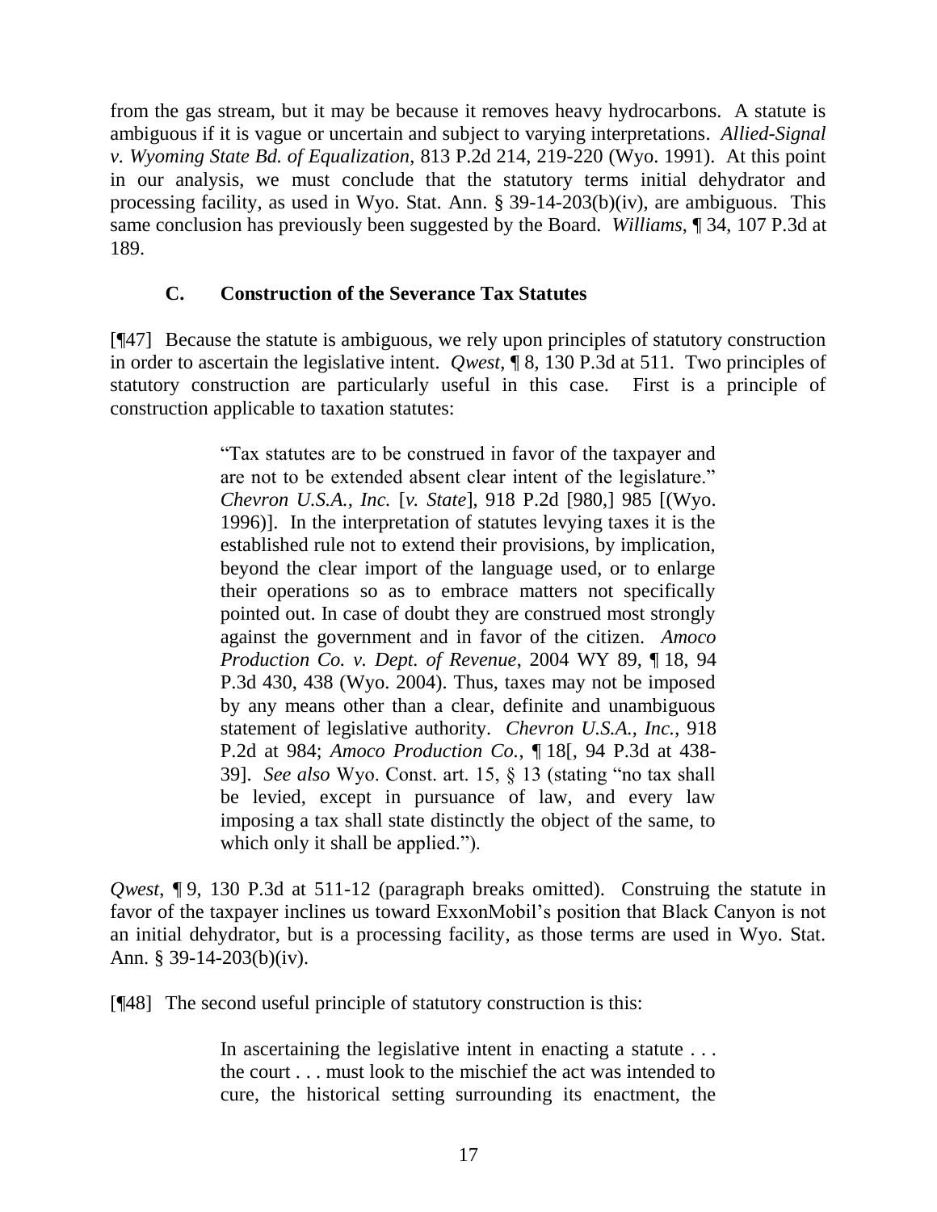from the gas stream, but it may be because it removes heavy hydrocarbons. A statute is ambiguous if it is vague or uncertain and subject to varying interpretations. *Allied-Signal v. Wyoming State Bd. of Equalization*, 813 P.2d 214, 219-220 (Wyo. 1991). At this point in our analysis, we must conclude that the statutory terms initial dehydrator and processing facility, as used in Wyo. Stat. Ann. § 39-14-203(b)(iv), are ambiguous. This same conclusion has previously been suggested by the Board. *Williams*, ¶ 34, 107 P.3d at 189.

### C. Construction of the Severance Tax Statutes

[¶47] Because the statute is ambiguous, we rely upon principles of statutory construction in order to ascertain the legislative intent. *Qwest*, ¶ 8, 130 P.3d at 511. Two principles of statutory construction are particularly useful in this case. First is a principle of construction applicable to taxation statutes:

> "Tax statutes are to be construed in favor of the taxpayer and are not to be extended absent clear intent of the legislature." *Chevron U.S.A., Inc.* [*v. State*], 918 P.2d [980,] 985 [(Wyo. 1996)]. In the interpretation of statutes levying taxes it is the established rule not to extend their provisions, by implication, beyond the clear import of the language used, or to enlarge their operations so as to embrace matters not specifically pointed out. In case of doubt they are construed most strongly against the government and in favor of the citizen. *Amoco Production Co. v. Dept. of Revenue*, 2004 WY 89, ¶ 18, 94 P.3d 430, 438 (Wyo. 2004). Thus, taxes may not be imposed by any means other than a clear, definite and unambiguous statement of legislative authority. *Chevron U.S.A., Inc.*, 918 P.2d at 984; *Amoco Production Co.*, ¶ 18[, 94 P.3d at 438-39]. *See also* Wyo. Const. art. 15, § 13 (stating "no tax shall be levied, except in pursuance of law, and every law imposing a tax shall state distinctly the object of the same, to which only it shall be applied.").

*Qwest*, ¶ 9, 130 P.3d at 511-12 (paragraph breaks omitted). Construing the statute in favor of the taxpayer inclines us toward ExxonMobil's position that Black Canyon is not an initial dehydrator, but is a processing facility, as those terms are used in Wyo. Stat. Ann. § 39-14-203(b)(iv).

[¶48] The second useful principle of statutory construction is this:

> In ascertaining the legislative intent in enacting a statute . . . the court . . . must look to the mischief the act was intended to cure, the historical setting surrounding its enactment, the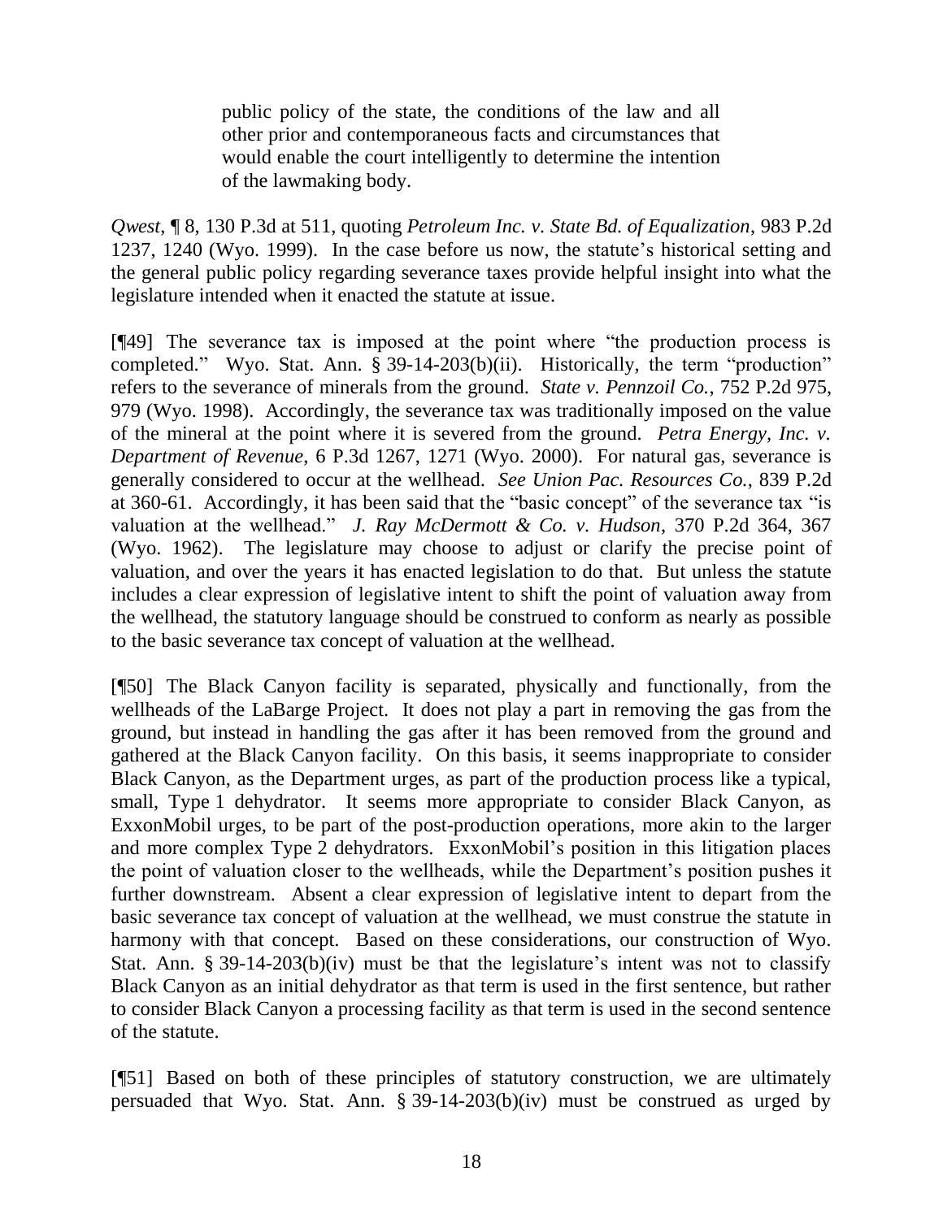> public policy of the state, the conditions of the law and all other prior and contemporaneous facts and circumstances that would enable the court intelligently to determine the intention of the lawmaking body.

*Qwest*, ¶ 8, 130 P.3d at 511, quoting *Petroleum Inc. v. State Bd. of Equalization*, 983 P.2d 1237, 1240 (Wyo. 1999). In the case before us now, the statute's historical setting and the general public policy regarding severance taxes provide helpful insight into what the legislature intended when it enacted the statute at issue.

[¶49] The severance tax is imposed at the point where "the production process is completed." Wyo. Stat. Ann. § 39-14-203(b)(ii). Historically, the term "production" refers to the severance of minerals from the ground. *State v. Pennzoil Co.*, 752 P.2d 975, 979 (Wyo. 1998). Accordingly, the severance tax was traditionally imposed on the value of the mineral at the point where it is severed from the ground. *Petra Energy, Inc. v. Department of Revenue*, 6 P.3d 1267, 1271 (Wyo. 2000). For natural gas, severance is generally considered to occur at the wellhead. *See Union Pac. Resources Co.*, 839 P.2d at 360-61. Accordingly, it has been said that the "basic concept" of the severance tax "is valuation at the wellhead." *J. Ray McDermott & Co. v. Hudson*, 370 P.2d 364, 367 (Wyo. 1962). The legislature may choose to adjust or clarify the precise point of valuation, and over the years it has enacted legislation to do that. But unless the statute includes a clear expression of legislative intent to shift the point of valuation away from the wellhead, the statutory language should be construed to conform as nearly as possible to the basic severance tax concept of valuation at the wellhead.

[¶50] The Black Canyon facility is separated, physically and functionally, from the wellheads of the LaBarge Project. It does not play a part in removing the gas from the ground, but instead in handling the gas after it has been removed from the ground and gathered at the Black Canyon facility. On this basis, it seems inappropriate to consider Black Canyon, as the Department urges, as part of the production process like a typical, small, Type 1 dehydrator. It seems more appropriate to consider Black Canyon, as ExxonMobil urges, to be part of the post-production operations, more akin to the larger and more complex Type 2 dehydrators. ExxonMobil's position in this litigation places the point of valuation closer to the wellheads, while the Department's position pushes it further downstream. Absent a clear expression of legislative intent to depart from the basic severance tax concept of valuation at the wellhead, we must construe the statute in harmony with that concept. Based on these considerations, our construction of Wyo. Stat. Ann. § 39-14-203(b)(iv) must be that the legislature's intent was not to classify Black Canyon as an initial dehydrator as that term is used in the first sentence, but rather to consider Black Canyon a processing facility as that term is used in the second sentence of the statute.

[¶51] Based on both of these principles of statutory construction, we are ultimately persuaded that Wyo. Stat. Ann. § 39-14-203(b)(iv) must be construed as urged by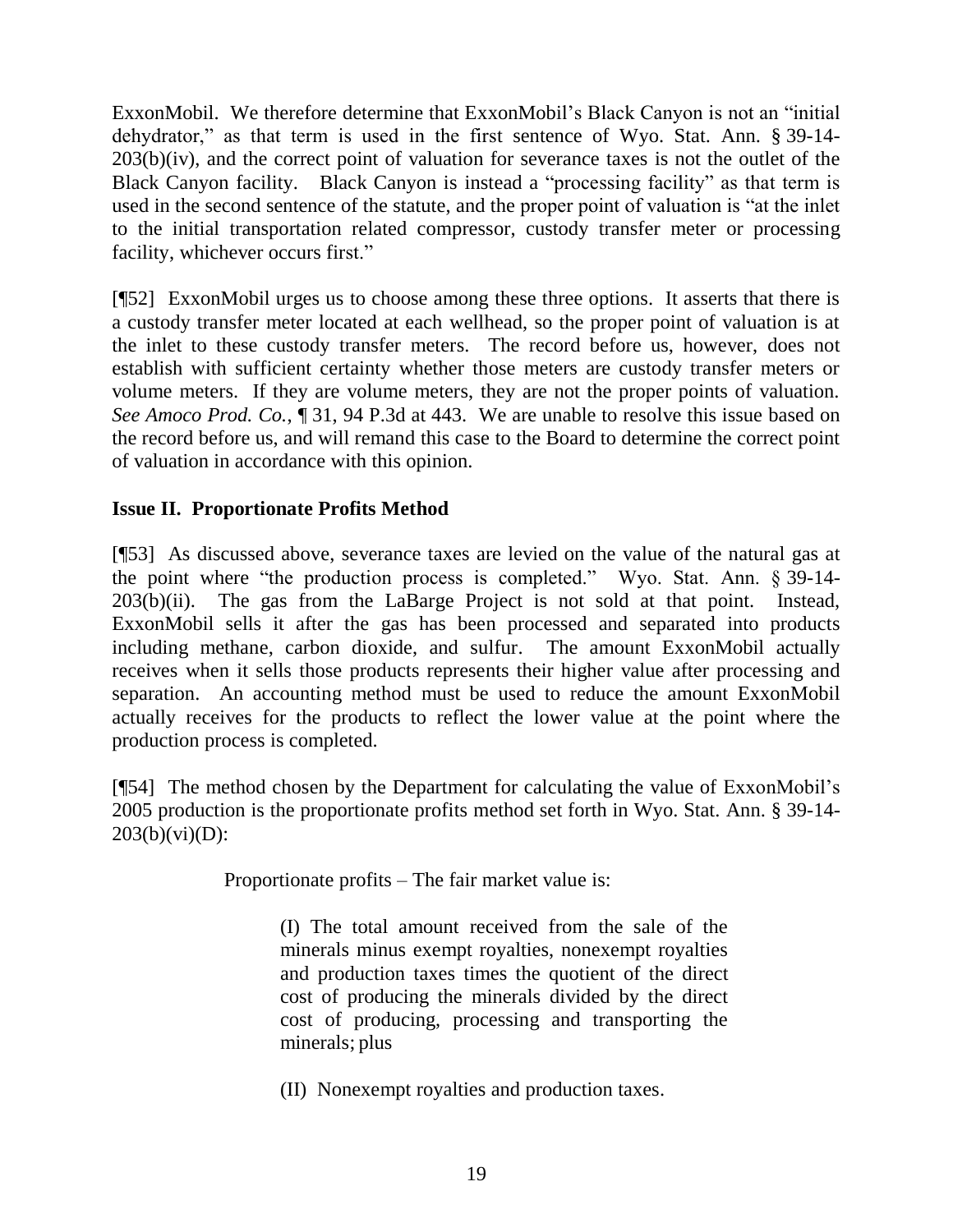ExxonMobil. We therefore determine that ExxonMobil's Black Canyon is not an "initial dehydrator," as that term is used in the first sentence of Wyo. Stat. Ann. § 39-14-203(b)(iv), and the correct point of valuation for severance taxes is not the outlet of the Black Canyon facility. Black Canyon is instead a "processing facility" as that term is used in the second sentence of the statute, and the proper point of valuation is "at the inlet to the initial transportation related compressor, custody transfer meter or processing facility, whichever occurs first."

[¶52] ExxonMobil urges us to choose among these three options. It asserts that there is a custody transfer meter located at each wellhead, so the proper point of valuation is at the inlet to these custody transfer meters. The record before us, however, does not establish with sufficient certainty whether those meters are custody transfer meters or volume meters. If they are volume meters, they are not the proper points of valuation. *See Amoco Prod. Co.*, ¶ 31, 94 P.3d at 443. We are unable to resolve this issue based on the record before us, and will remand this case to the Board to determine the correct point of valuation in accordance with this opinion.

**Issue II. Proportionate Profits Method**

[¶53] As discussed above, severance taxes are levied on the value of the natural gas at the point where "the production process is completed." Wyo. Stat. Ann. § 39-14-203(b)(ii). The gas from the LaBarge Project is not sold at that point. Instead, ExxonMobil sells it after the gas has been processed and separated into products including methane, carbon dioxide, and sulfur. The amount ExxonMobil actually receives when it sells those products represents their higher value after processing and separation. An accounting method must be used to reduce the amount ExxonMobil actually receives for the products to reflect the lower value at the point where the production process is completed.

[¶54] The method chosen by the Department for calculating the value of ExxonMobil's 2005 production is the proportionate profits method set forth in Wyo. Stat. Ann. § 39-14-203(b)(vi)(D):

> Proportionate profits – The fair market value is:
>
> > (I) The total amount received from the sale of the minerals minus exempt royalties, nonexempt royalties and production taxes times the quotient of the direct cost of producing the minerals divided by the direct cost of producing, processing and transporting the minerals; plus
> >
> > (II) Nonexempt royalties and production taxes.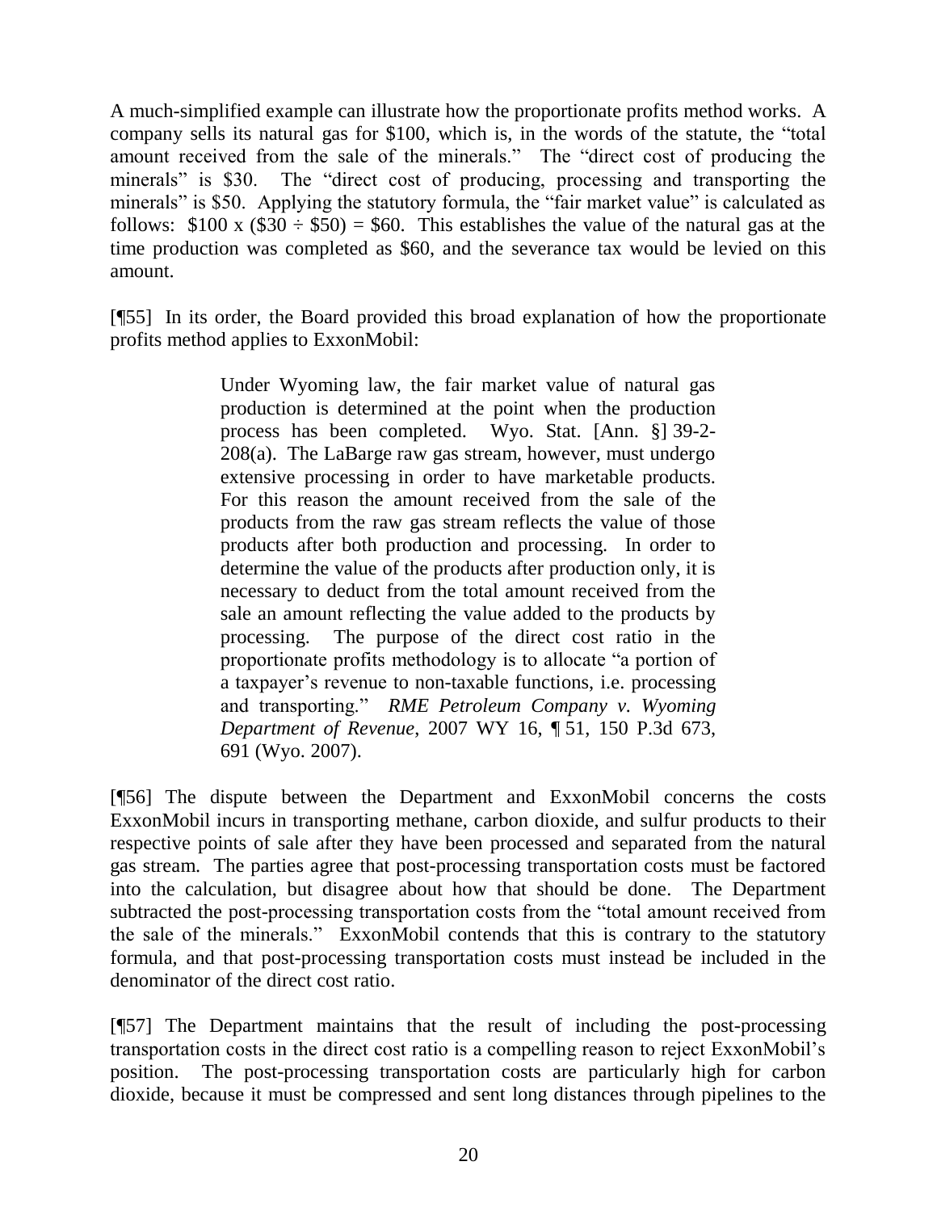A much-simplified example can illustrate how the proportionate profits method works. A company sells its natural gas for $100, which is, in the words of the statute, the "total amount received from the sale of the minerals." The "direct cost of producing the minerals" is $30. The "direct cost of producing, processing and transporting the minerals" is $50. Applying the statutory formula, the "fair market value" is calculated as follows: $\$100 \times (\$30 \div \$50) = \$60$. This establishes the value of the natural gas at the time production was completed as $60, and the severance tax would be levied on this amount.

[¶55] In its order, the Board provided this broad explanation of how the proportionate profits method applies to ExxonMobil:

> Under Wyoming law, the fair market value of natural gas production is determined at the point when the production process has been completed. Wyo. Stat. [Ann. §] 39-2-208(a). The LaBarge raw gas stream, however, must undergo extensive processing in order to have marketable products. For this reason the amount received from the sale of the products from the raw gas stream reflects the value of those products after both production and processing. In order to determine the value of the products after production only, it is necessary to deduct from the total amount received from the sale an amount reflecting the value added to the products by processing. The purpose of the direct cost ratio in the proportionate profits methodology is to allocate "a portion of a taxpayer's revenue to non-taxable functions, i.e. processing and transporting." *RME Petroleum Company v. Wyoming Department of Revenue*, 2007 WY 16, ¶ 51, 150 P.3d 673, 691 (Wyo. 2007).

[¶56] The dispute between the Department and ExxonMobil concerns the costs ExxonMobil incurs in transporting methane, carbon dioxide, and sulfur products to their respective points of sale after they have been processed and separated from the natural gas stream. The parties agree that post-processing transportation costs must be factored into the calculation, but disagree about how that should be done. The Department subtracted the post-processing transportation costs from the "total amount received from the sale of the minerals." ExxonMobil contends that this is contrary to the statutory formula, and that post-processing transportation costs must instead be included in the denominator of the direct cost ratio.

[¶57] The Department maintains that the result of including the post-processing transportation costs in the direct cost ratio is a compelling reason to reject ExxonMobil's position. The post-processing transportation costs are particularly high for carbon dioxide, because it must be compressed and sent long distances through pipelines to the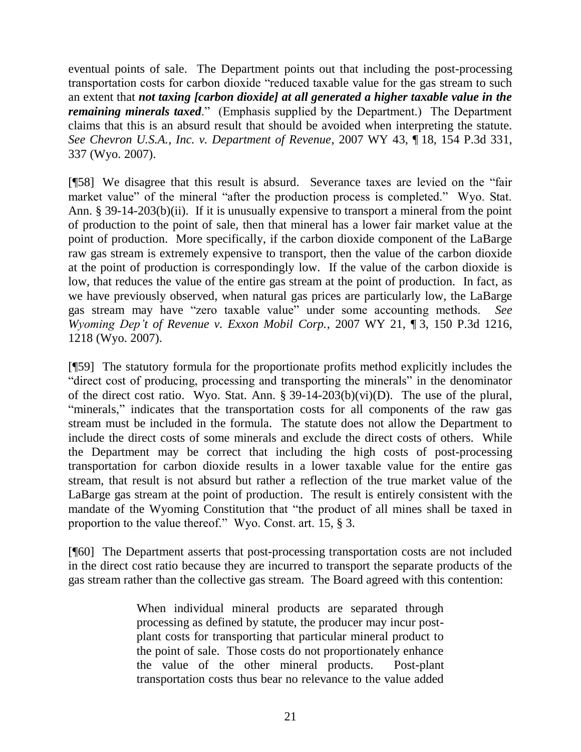eventual points of sale. The Department points out that including the post-processing transportation costs for carbon dioxide "reduced taxable value for the gas stream to such an extent that ***not taxing [carbon dioxide] at all generated a higher taxable value in the remaining minerals taxed***." (Emphasis supplied by the Department.) The Department claims that this is an absurd result that should be avoided when interpreting the statute. *See Chevron U.S.A., Inc. v. Department of Revenue*, 2007 WY 43, ¶ 18, 154 P.3d 331, 337 (Wyo. 2007).

[¶58] We disagree that this result is absurd. Severance taxes are levied on the "fair market value" of the mineral "after the production process is completed." Wyo. Stat. Ann. § 39-14-203(b)(ii). If it is unusually expensive to transport a mineral from the point of production to the point of sale, then that mineral has a lower fair market value at the point of production. More specifically, if the carbon dioxide component of the LaBarge raw gas stream is extremely expensive to transport, then the value of the carbon dioxide at the point of production is correspondingly low. If the value of the carbon dioxide is low, that reduces the value of the entire gas stream at the point of production. In fact, as we have previously observed, when natural gas prices are particularly low, the LaBarge gas stream may have "zero taxable value" under some accounting methods. *See Wyoming Dep't of Revenue v. Exxon Mobil Corp.*, 2007 WY 21, ¶ 3, 150 P.3d 1216, 1218 (Wyo. 2007).

[¶59] The statutory formula for the proportionate profits method explicitly includes the "direct cost of producing, processing and transporting the minerals" in the denominator of the direct cost ratio. Wyo. Stat. Ann. § 39-14-203(b)(vi)(D). The use of the plural, "minerals," indicates that the transportation costs for all components of the raw gas stream must be included in the formula. The statute does not allow the Department to include the direct costs of some minerals and exclude the direct costs of others. While the Department may be correct that including the high costs of post-processing transportation for carbon dioxide results in a lower taxable value for the entire gas stream, that result is not absurd but rather a reflection of the true market value of the LaBarge gas stream at the point of production. The result is entirely consistent with the mandate of the Wyoming Constitution that "the product of all mines shall be taxed in proportion to the value thereof." Wyo. Const. art. 15, § 3.

[¶60] The Department asserts that post-processing transportation costs are not included in the direct cost ratio because they are incurred to transport the separate products of the gas stream rather than the collective gas stream. The Board agreed with this contention:

> When individual mineral products are separated through processing as defined by statute, the producer may incur post-plant costs for transporting that particular mineral product to the point of sale. Those costs do not proportionately enhance the value of the other mineral products. Post-plant transportation costs thus bear no relevance to the value added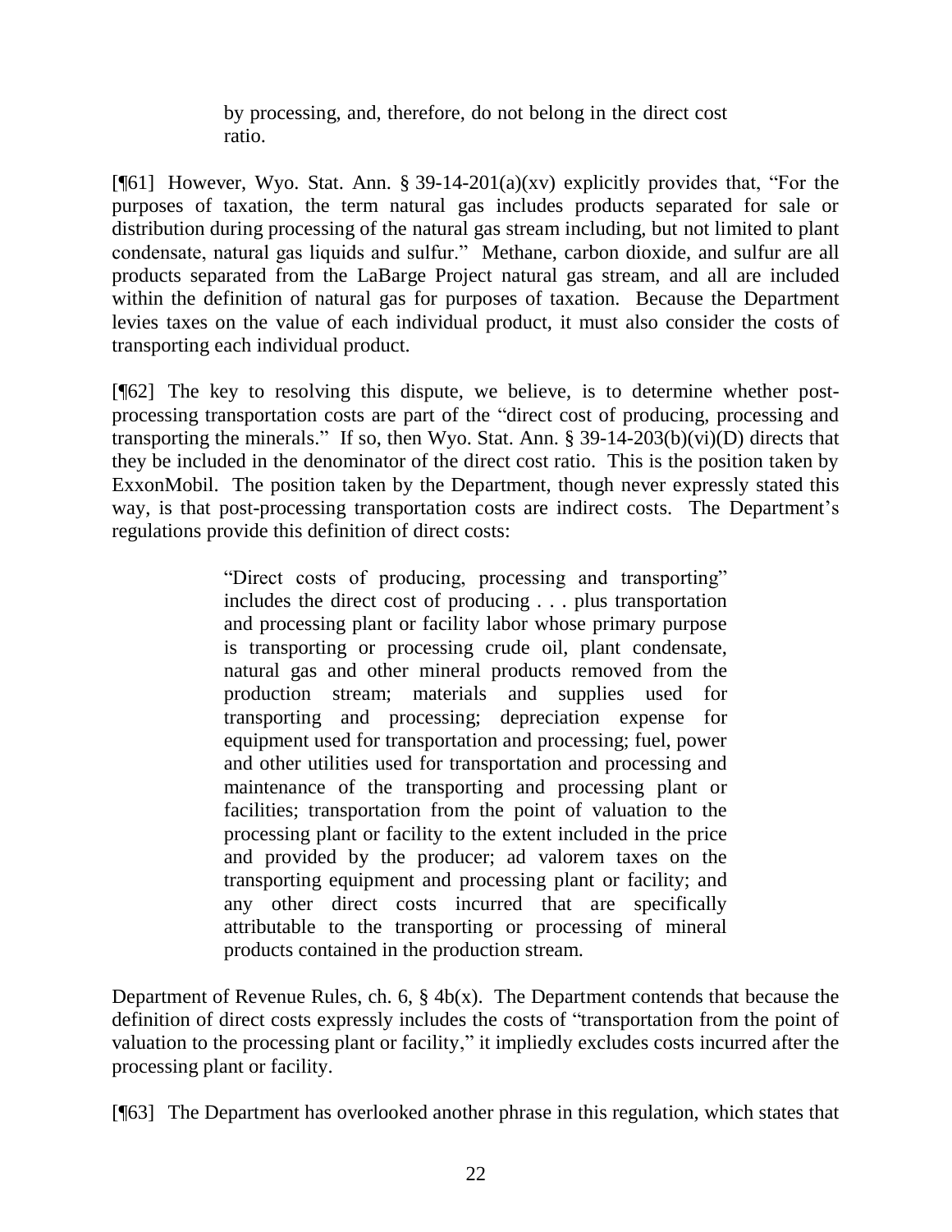> by processing, and, therefore, do not belong in the direct cost ratio.

[¶61] However, Wyo. Stat. Ann. § 39-14-201(a)(xv) explicitly provides that, "For the purposes of taxation, the term natural gas includes products separated for sale or distribution during processing of the natural gas stream including, but not limited to plant condensate, natural gas liquids and sulfur." Methane, carbon dioxide, and sulfur are all products separated from the LaBarge Project natural gas stream, and all are included within the definition of natural gas for purposes of taxation. Because the Department levies taxes on the value of each individual product, it must also consider the costs of transporting each individual product.

[¶62] The key to resolving this dispute, we believe, is to determine whether post-processing transportation costs are part of the "direct cost of producing, processing and transporting the minerals." If so, then Wyo. Stat. Ann. § 39-14-203(b)(vi)(D) directs that they be included in the denominator of the direct cost ratio. This is the position taken by ExxonMobil. The position taken by the Department, though never expressly stated this way, is that post-processing transportation costs are indirect costs. The Department's regulations provide this definition of direct costs:

> "Direct costs of producing, processing and transporting" includes the direct cost of producing . . . plus transportation and processing plant or facility labor whose primary purpose is transporting or processing crude oil, plant condensate, natural gas and other mineral products removed from the production stream; materials and supplies used for transporting and processing; depreciation expense for equipment used for transportation and processing; fuel, power and other utilities used for transportation and processing and maintenance of the transporting and processing plant or facilities; transportation from the point of valuation to the processing plant or facility to the extent included in the price and provided by the producer; ad valorem taxes on the transporting equipment and processing plant or facility; and any other direct costs incurred that are specifically attributable to the transporting or processing of mineral products contained in the production stream.

Department of Revenue Rules, ch. 6, § 4b(x). The Department contends that because the definition of direct costs expressly includes the costs of "transportation from the point of valuation to the processing plant or facility," it impliedly excludes costs incurred after the processing plant or facility.

[¶63] The Department has overlooked another phrase in this regulation, which states that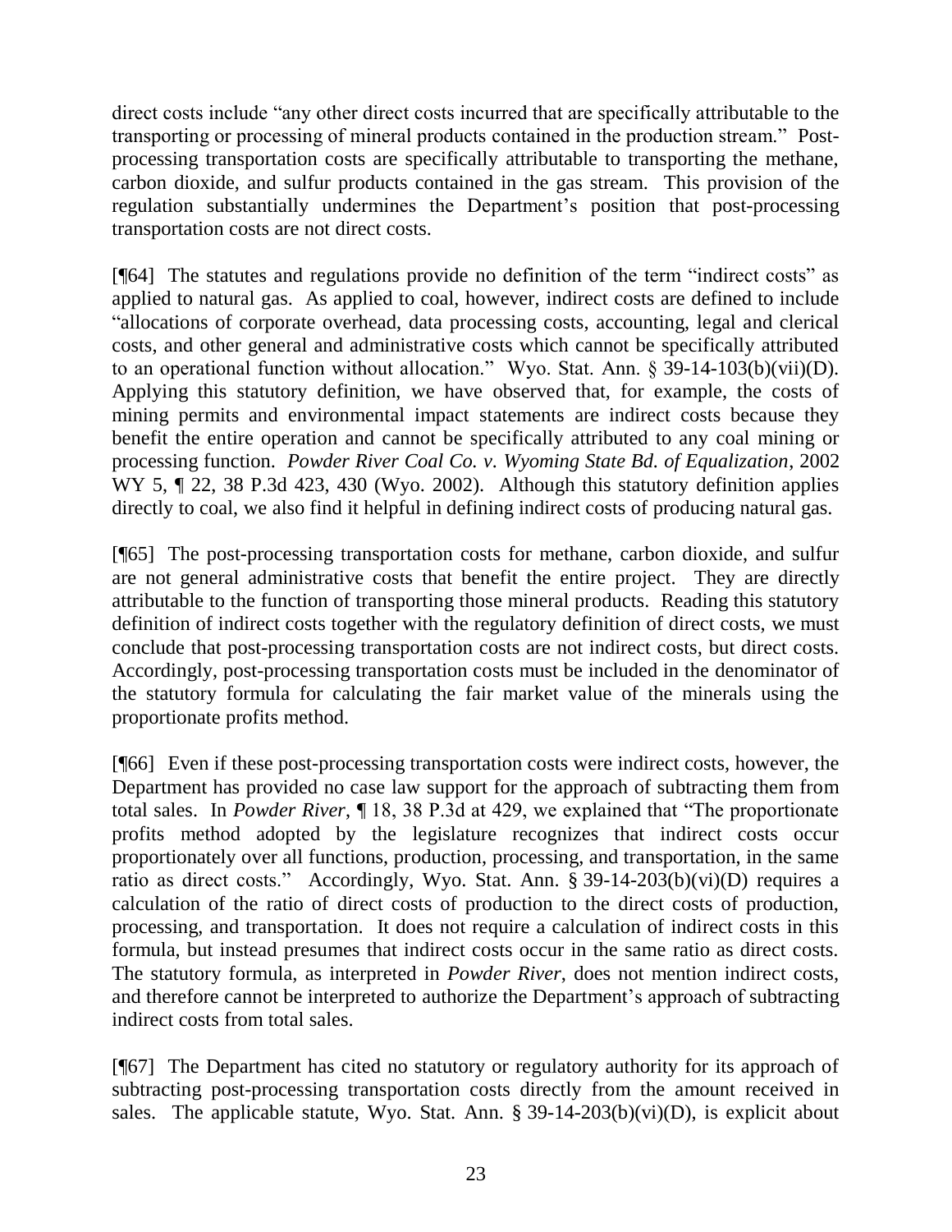direct costs include "any other direct costs incurred that are specifically attributable to the transporting or processing of mineral products contained in the production stream." Post-processing transportation costs are specifically attributable to transporting the methane, carbon dioxide, and sulfur products contained in the gas stream. This provision of the regulation substantially undermines the Department's position that post-processing transportation costs are not direct costs.

[¶64] The statutes and regulations provide no definition of the term "indirect costs" as applied to natural gas. As applied to coal, however, indirect costs are defined to include "allocations of corporate overhead, data processing costs, accounting, legal and clerical costs, and other general and administrative costs which cannot be specifically attributed to an operational function without allocation." Wyo. Stat. Ann. § 39-14-103(b)(vii)(D). Applying this statutory definition, we have observed that, for example, the costs of mining permits and environmental impact statements are indirect costs because they benefit the entire operation and cannot be specifically attributed to any coal mining or processing function. *Powder River Coal Co. v. Wyoming State Bd. of Equalization*, 2002 WY 5, ¶ 22, 38 P.3d 423, 430 (Wyo. 2002). Although this statutory definition applies directly to coal, we also find it helpful in defining indirect costs of producing natural gas.

[¶65] The post-processing transportation costs for methane, carbon dioxide, and sulfur are not general administrative costs that benefit the entire project. They are directly attributable to the function of transporting those mineral products. Reading this statutory definition of indirect costs together with the regulatory definition of direct costs, we must conclude that post-processing transportation costs are not indirect costs, but direct costs. Accordingly, post-processing transportation costs must be included in the denominator of the statutory formula for calculating the fair market value of the minerals using the proportionate profits method.

[¶66] Even if these post-processing transportation costs were indirect costs, however, the Department has provided no case law support for the approach of subtracting them from total sales. In *Powder River*, ¶ 18, 38 P.3d at 429, we explained that "The proportionate profits method adopted by the legislature recognizes that indirect costs occur proportionately over all functions, production, processing, and transportation, in the same ratio as direct costs." Accordingly, Wyo. Stat. Ann. § 39-14-203(b)(vi)(D) requires a calculation of the ratio of direct costs of production to the direct costs of production, processing, and transportation. It does not require a calculation of indirect costs in this formula, but instead presumes that indirect costs occur in the same ratio as direct costs. The statutory formula, as interpreted in *Powder River*, does not mention indirect costs, and therefore cannot be interpreted to authorize the Department's approach of subtracting indirect costs from total sales.

[¶67] The Department has cited no statutory or regulatory authority for its approach of subtracting post-processing transportation costs directly from the amount received in sales. The applicable statute, Wyo. Stat. Ann. § 39-14-203(b)(vi)(D), is explicit about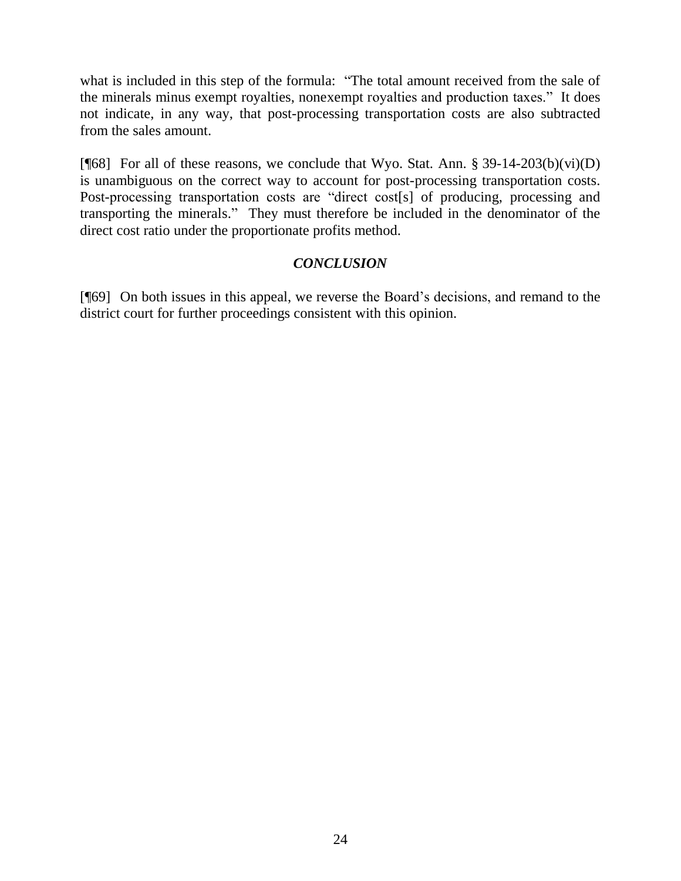what is included in this step of the formula: "The total amount received from the sale of the minerals minus exempt royalties, nonexempt royalties and production taxes." It does not indicate, in any way, that post-processing transportation costs are also subtracted from the sales amount.

[¶68] For all of these reasons, we conclude that Wyo. Stat. Ann. § 39-14-203(b)(vi)(D) is unambiguous on the correct way to account for post-processing transportation costs. Post-processing transportation costs are "direct cost[s] of producing, processing and transporting the minerals." They must therefore be included in the denominator of the direct cost ratio under the proportionate profits method.

### *CONCLUSION*

[¶69] On both issues in this appeal, we reverse the Board's decisions, and remand to the district court for further proceedings consistent with this opinion.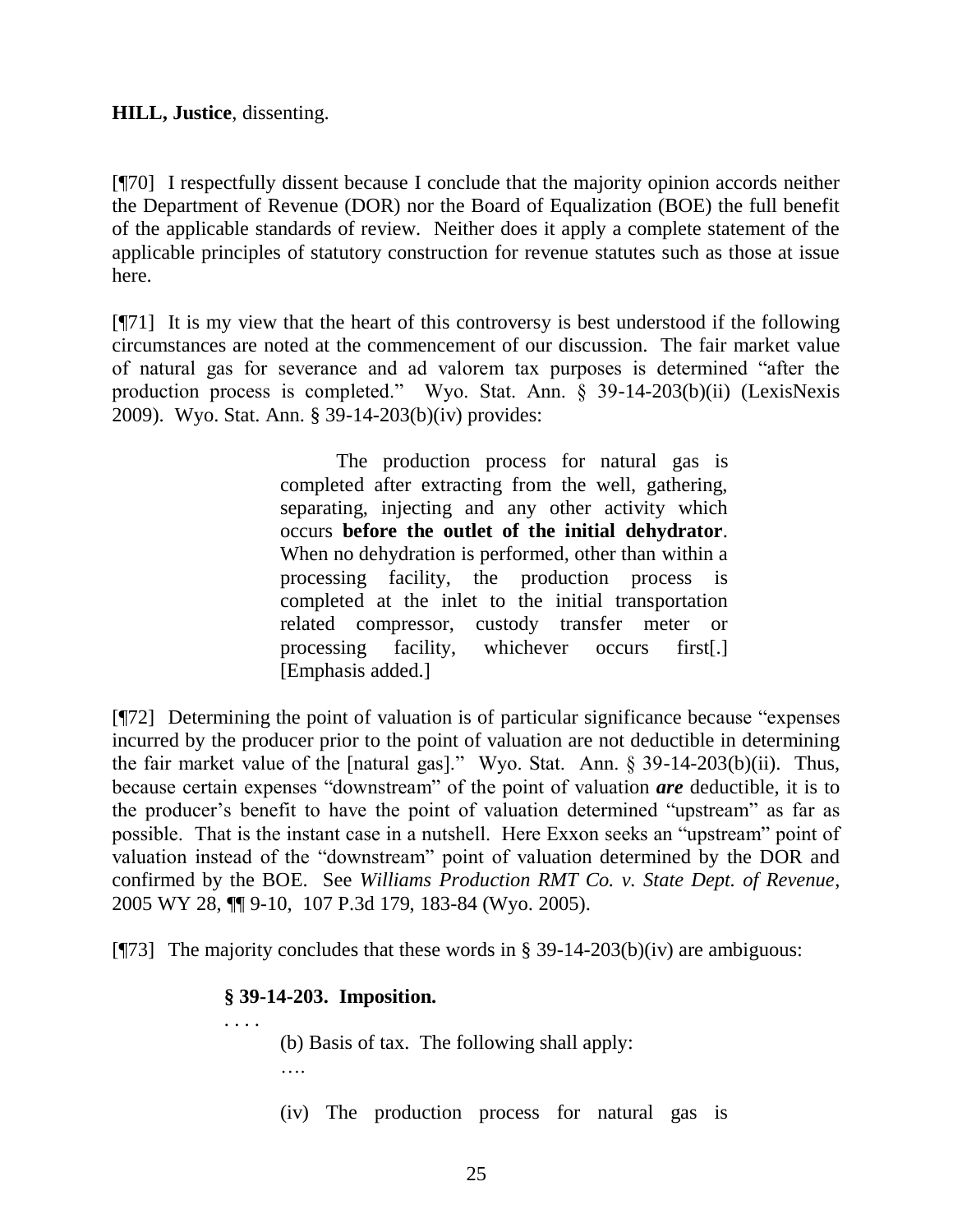**HILL, Justice**, dissenting.

[¶70] I respectfully dissent because I conclude that the majority opinion accords neither the Department of Revenue (DOR) nor the Board of Equalization (BOE) the full benefit of the applicable standards of review. Neither does it apply a complete statement of the applicable principles of statutory construction for revenue statutes such as those at issue here.

[¶71] It is my view that the heart of this controversy is best understood if the following circumstances are noted at the commencement of our discussion. The fair market value of natural gas for severance and ad valorem tax purposes is determined "after the production process is completed." Wyo. Stat. Ann. § 39-14-203(b)(ii) (LexisNexis 2009). Wyo. Stat. Ann. § 39-14-203(b)(iv) provides:

> The production process for natural gas is completed after extracting from the well, gathering, separating, injecting and any other activity which occurs **before the outlet of the initial dehydrator**. When no dehydration is performed, other than within a processing facility, the production process is completed at the inlet to the initial transportation related compressor, custody transfer meter or processing facility, whichever occurs first[.] [Emphasis added.]

[¶72] Determining the point of valuation is of particular significance because "expenses incurred by the producer prior to the point of valuation are not deductible in determining the fair market value of the [natural gas]." Wyo. Stat. Ann. § 39-14-203(b)(ii). Thus, because certain expenses "downstream" of the point of valuation ***are*** deductible, it is to the producer's benefit to have the point of valuation determined "upstream" as far as possible. That is the instant case in a nutshell. Here Exxon seeks an "upstream" point of valuation instead of the "downstream" point of valuation determined by the DOR and confirmed by the BOE. See *Williams Production RMT Co. v. State Dept. of Revenue*, 2005 WY 28, ¶¶ 9-10, 107 P.3d 179, 183-84 (Wyo. 2005).

[¶73] The majority concludes that these words in § 39-14-203(b)(iv) are ambiguous:

> **§ 39-14-203. Imposition.**
>
> . . . .
>
> (b) Basis of tax. The following shall apply:
>
> ….
>
> (iv) The production process for natural gas is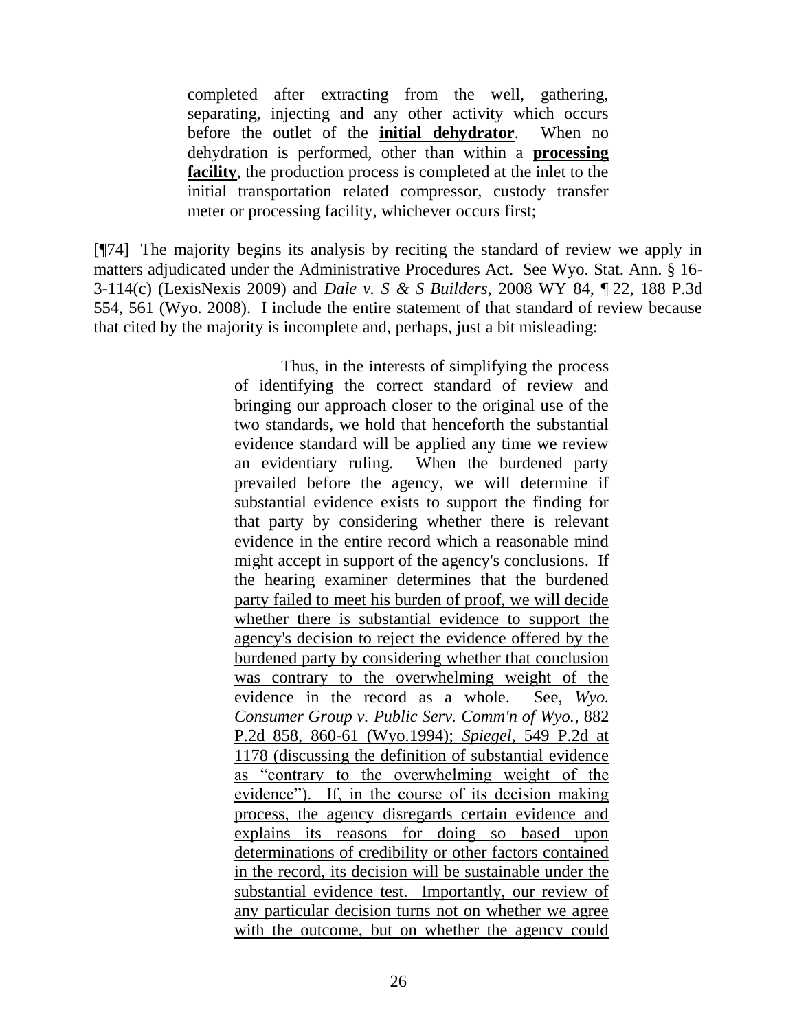> completed after extracting from the well, gathering, separating, injecting and any other activity which occurs before the outlet of the **initial dehydrator**. When no dehydration is performed, other than within a **processing facility**, the production process is completed at the inlet to the initial transportation related compressor, custody transfer meter or processing facility, whichever occurs first;

[¶74] The majority begins its analysis by reciting the standard of review we apply in matters adjudicated under the Administrative Procedures Act. See Wyo. Stat. Ann. § 16-3-114(c) (LexisNexis 2009) and *Dale v. S & S Builders*, 2008 WY 84, ¶ 22, 188 P.3d 554, 561 (Wyo. 2008). I include the entire statement of that standard of review because that cited by the majority is incomplete and, perhaps, just a bit misleading:

> Thus, in the interests of simplifying the process of identifying the correct standard of review and bringing our approach closer to the original use of the two standards, we hold that henceforth the substantial evidence standard will be applied any time we review an evidentiary ruling. When the burdened party prevailed before the agency, we will determine if substantial evidence exists to support the finding for that party by considering whether there is relevant evidence in the entire record which a reasonable mind might accept in support of the agency's conclusions. <u>If the hearing examiner determines that the burdened party failed to meet his burden of proof, we will decide whether there is substantial evidence to support the agency's decision to reject the evidence offered by the burdened party by considering whether that conclusion was contrary to the overwhelming weight of the evidence in the record as a whole. See, *Wyo. Consumer Group v. Public Serv. Comm'n of Wyo.*, 882 P.2d 858, 860-61 (Wyo.1994); *Spiegel*, 549 P.2d at 1178 (discussing the definition of substantial evidence as "contrary to the overwhelming weight of the evidence"). If, in the course of its decision making process, the agency disregards certain evidence and explains its reasons for doing so based upon determinations of credibility or other factors contained in the record, its decision will be sustainable under the substantial evidence test. Importantly, our review of any particular decision turns not on whether we agree with the outcome, but on whether the agency could</u>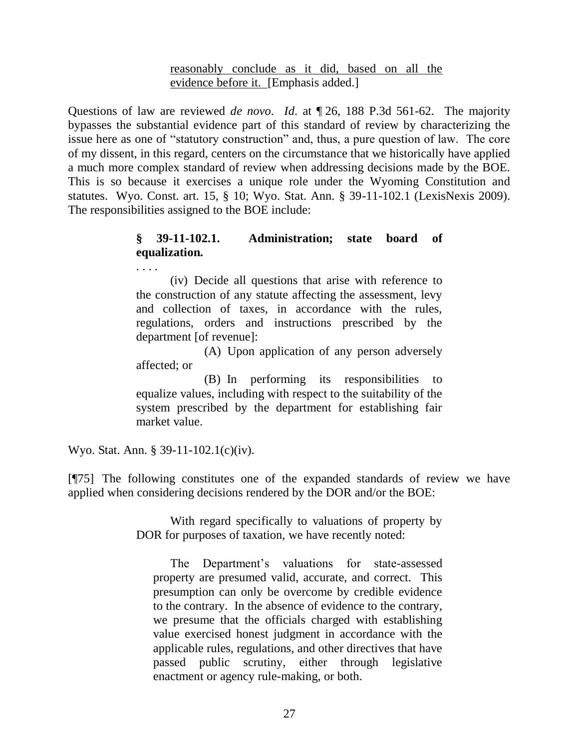> reasonably conclude as it did, based on all the evidence before it. [Emphasis added.]

Questions of law are reviewed *de novo*. *Id*. at ¶ 26, 188 P.3d 561-62. The majority bypasses the substantial evidence part of this standard of review by characterizing the issue here as one of "statutory construction" and, thus, a pure question of law. The core of my dissent, in this regard, centers on the circumstance that we historically have applied a much more complex standard of review when addressing decisions made by the BOE. This is so because it exercises a unique role under the Wyoming Constitution and statutes. Wyo. Const. art. 15, § 10; Wyo. Stat. Ann. § 39-11-102.1 (LexisNexis 2009). The responsibilities assigned to the BOE include:

> **§ 39-11-102.1. Administration; state board of equalization.**
>
> . . . .
>
> (iv) Decide all questions that arise with reference to the construction of any statute affecting the assessment, levy and collection of taxes, in accordance with the rules, regulations, orders and instructions prescribed by the department [of revenue]:
>
> (A) Upon application of any person adversely affected; or
>
> (B) In performing its responsibilities to equalize values, including with respect to the suitability of the system prescribed by the department for establishing fair market value.

Wyo. Stat. Ann. § 39-11-102.1(c)(iv).

[¶75] The following constitutes one of the expanded standards of review we have applied when considering decisions rendered by the DOR and/or the BOE:

> With regard specifically to valuations of property by DOR for purposes of taxation, we have recently noted:
>
> > The Department's valuations for state-assessed property are presumed valid, accurate, and correct. This presumption can only be overcome by credible evidence to the contrary. In the absence of evidence to the contrary, we presume that the officials charged with establishing value exercised honest judgment in accordance with the applicable rules, regulations, and other directives that have passed public scrutiny, either through legislative enactment or agency rule-making, or both.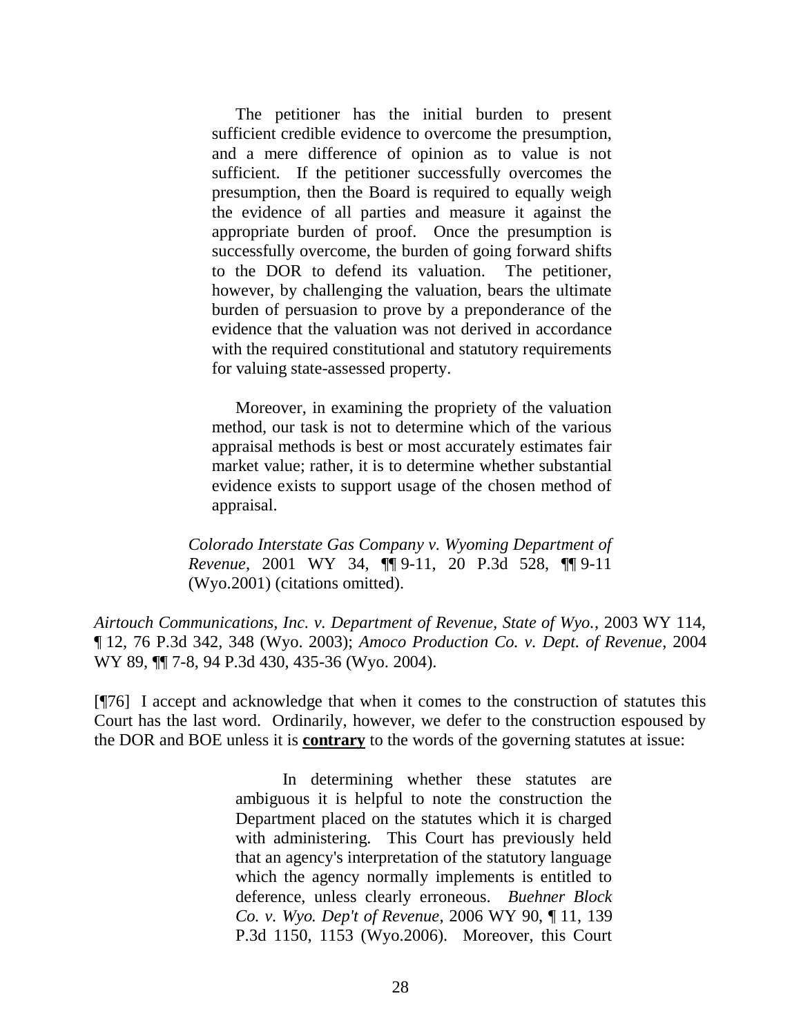> The petitioner has the initial burden to present sufficient credible evidence to overcome the presumption, and a mere difference of opinion as to value is not sufficient. If the petitioner successfully overcomes the presumption, then the Board is required to equally weigh the evidence of all parties and measure it against the appropriate burden of proof. Once the presumption is successfully overcome, the burden of going forward shifts to the DOR to defend its valuation. The petitioner, however, by challenging the valuation, bears the ultimate burden of persuasion to prove by a preponderance of the evidence that the valuation was not derived in accordance with the required constitutional and statutory requirements for valuing state-assessed property.
>
> Moreover, in examining the propriety of the valuation method, our task is not to determine which of the various appraisal methods is best or most accurately estimates fair market value; rather, it is to determine whether substantial evidence exists to support usage of the chosen method of appraisal.
>
> *Colorado Interstate Gas Company v. Wyoming Department of Revenue*, 2001 WY 34, ¶¶ 9-11, 20 P.3d 528, ¶¶ 9-11 (Wyo.2001) (citations omitted).

*Airtouch Communications, Inc. v. Department of Revenue, State of Wyo.*, 2003 WY 114, ¶ 12, 76 P.3d 342, 348 (Wyo. 2003); *Amoco Production Co. v. Dept. of Revenue*, 2004 WY 89, ¶¶ 7-8, 94 P.3d 430, 435-36 (Wyo. 2004).

[¶76] I accept and acknowledge that when it comes to the construction of statutes this Court has the last word. Ordinarily, however, we defer to the construction espoused by the DOR and BOE unless it is **contrary** to the words of the governing statutes at issue:

> In determining whether these statutes are ambiguous it is helpful to note the construction the Department placed on the statutes which it is charged with administering. This Court has previously held that an agency's interpretation of the statutory language which the agency normally implements is entitled to deference, unless clearly erroneous. *Buehner Block Co. v. Wyo. Dep't of Revenue*, 2006 WY 90, ¶ 11, 139 P.3d 1150, 1153 (Wyo.2006). Moreover, this Court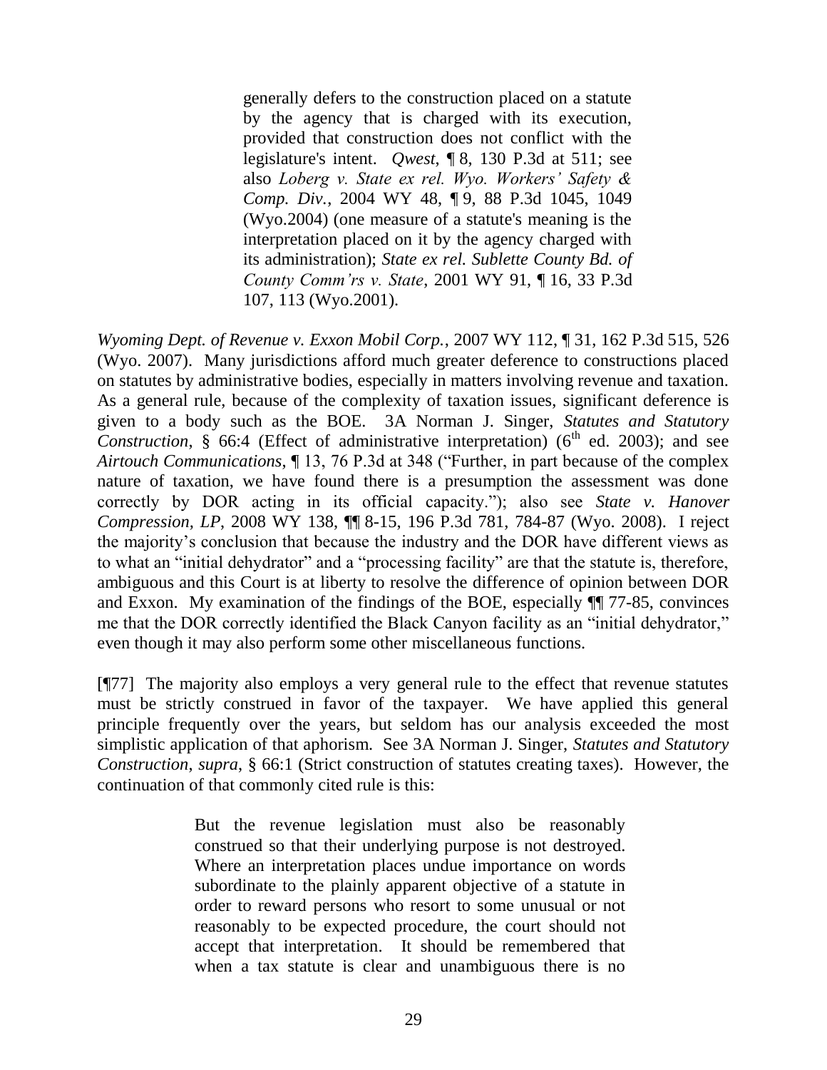> generally defers to the construction placed on a statute by the agency that is charged with its execution, provided that construction does not conflict with the legislature's intent. *Qwest*, ¶ 8, 130 P.3d at 511; see also *Loberg v. State ex rel. Wyo. Workers' Safety & Comp. Div.*, 2004 WY 48, ¶ 9, 88 P.3d 1045, 1049 (Wyo.2004) (one measure of a statute's meaning is the interpretation placed on it by the agency charged with its administration); *State ex rel. Sublette County Bd. of County Comm'rs v. State*, 2001 WY 91, ¶ 16, 33 P.3d 107, 113 (Wyo.2001).

*Wyoming Dept. of Revenue v. Exxon Mobil Corp.*, 2007 WY 112, ¶ 31, 162 P.3d 515, 526 (Wyo. 2007). Many jurisdictions afford much greater deference to constructions placed on statutes by administrative bodies, especially in matters involving revenue and taxation. As a general rule, because of the complexity of taxation issues, significant deference is given to a body such as the BOE. 3A Norman J. Singer, *Statutes and Statutory Construction*, § 66:4 (Effect of administrative interpretation) (6th ed. 2003); and see *Airtouch Communications*, ¶ 13, 76 P.3d at 348 ("Further, in part because of the complex nature of taxation, we have found there is a presumption the assessment was done correctly by DOR acting in its official capacity."); also see *State v. Hanover Compression, LP*, 2008 WY 138, ¶¶ 8-15, 196 P.3d 781, 784-87 (Wyo. 2008). I reject the majority's conclusion that because the industry and the DOR have different views as to what an "initial dehydrator" and a "processing facility" are that the statute is, therefore, ambiguous and this Court is at liberty to resolve the difference of opinion between DOR and Exxon. My examination of the findings of the BOE, especially ¶¶ 77-85, convinces me that the DOR correctly identified the Black Canyon facility as an "initial dehydrator," even though it may also perform some other miscellaneous functions.

[¶77] The majority also employs a very general rule to the effect that revenue statutes must be strictly construed in favor of the taxpayer. We have applied this general principle frequently over the years, but seldom has our analysis exceeded the most simplistic application of that aphorism. See 3A Norman J. Singer, *Statutes and Statutory Construction*, *supra*, § 66:1 (Strict construction of statutes creating taxes). However, the continuation of that commonly cited rule is this:

> But the revenue legislation must also be reasonably construed so that their underlying purpose is not destroyed. Where an interpretation places undue importance on words subordinate to the plainly apparent objective of a statute in order to reward persons who resort to some unusual or not reasonably to be expected procedure, the court should not accept that interpretation. It should be remembered that when a tax statute is clear and unambiguous there is no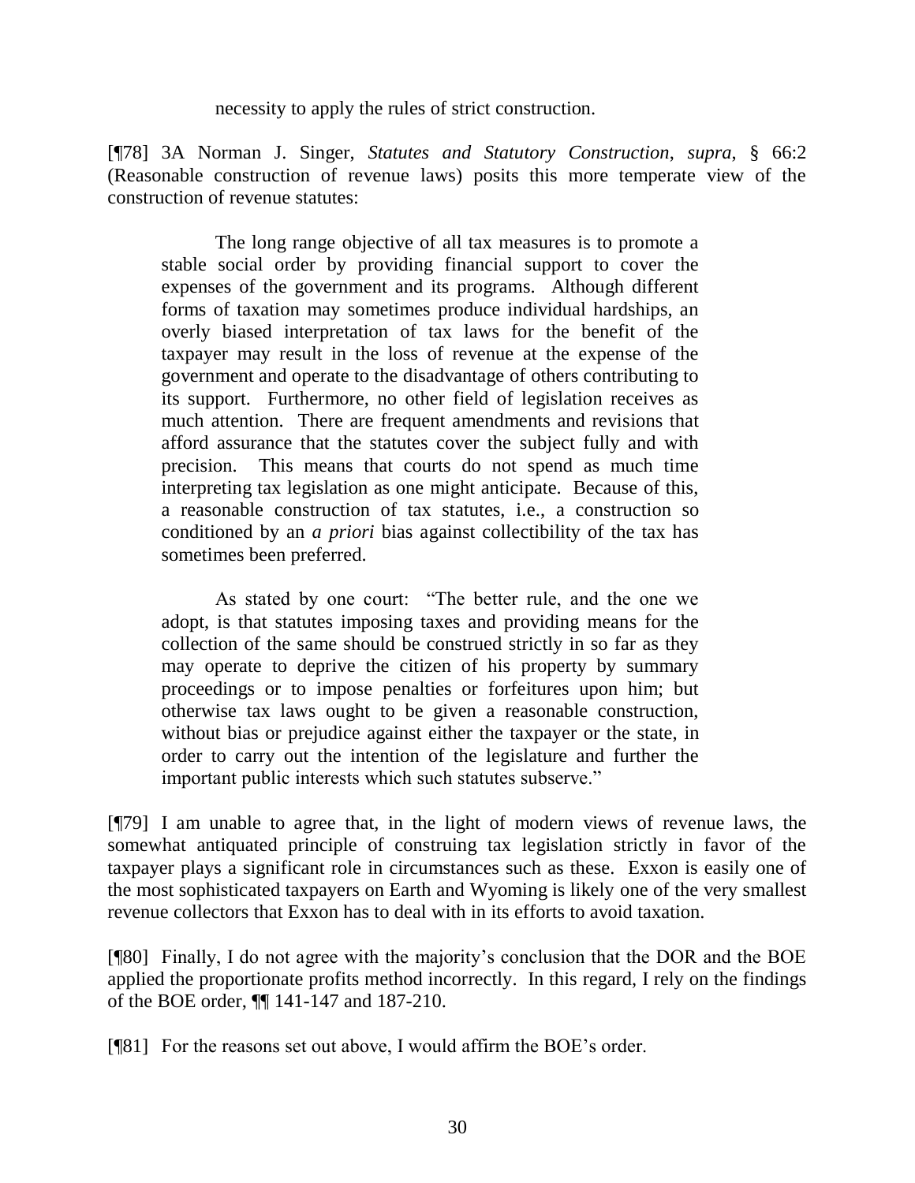necessity to apply the rules of strict construction.

[¶78] 3A Norman J. Singer, *Statutes and Statutory Construction*, *supra*, § 66:2 (Reasonable construction of revenue laws) posits this more temperate view of the construction of revenue statutes:

> The long range objective of all tax measures is to promote a stable social order by providing financial support to cover the expenses of the government and its programs. Although different forms of taxation may sometimes produce individual hardships, an overly biased interpretation of tax laws for the benefit of the taxpayer may result in the loss of revenue at the expense of the government and operate to the disadvantage of others contributing to its support. Furthermore, no other field of legislation receives as much attention. There are frequent amendments and revisions that afford assurance that the statutes cover the subject fully and with precision. This means that courts do not spend as much time interpreting tax legislation as one might anticipate. Because of this, a reasonable construction of tax statutes, i.e., a construction so conditioned by an *a priori* bias against collectibility of the tax has sometimes been preferred.
>
> As stated by one court: "The better rule, and the one we adopt, is that statutes imposing taxes and providing means for the collection of the same should be construed strictly in so far as they may operate to deprive the citizen of his property by summary proceedings or to impose penalties or forfeitures upon him; but otherwise tax laws ought to be given a reasonable construction, without bias or prejudice against either the taxpayer or the state, in order to carry out the intention of the legislature and further the important public interests which such statutes subserve."

[¶79] I am unable to agree that, in the light of modern views of revenue laws, the somewhat antiquated principle of construing tax legislation strictly in favor of the taxpayer plays a significant role in circumstances such as these. Exxon is easily one of the most sophisticated taxpayers on Earth and Wyoming is likely one of the very smallest revenue collectors that Exxon has to deal with in its efforts to avoid taxation.

[¶80] Finally, I do not agree with the majority's conclusion that the DOR and the BOE applied the proportionate profits method incorrectly. In this regard, I rely on the findings of the BOE order, ¶¶ 141-147 and 187-210.

[¶81] For the reasons set out above, I would affirm the BOE's order.